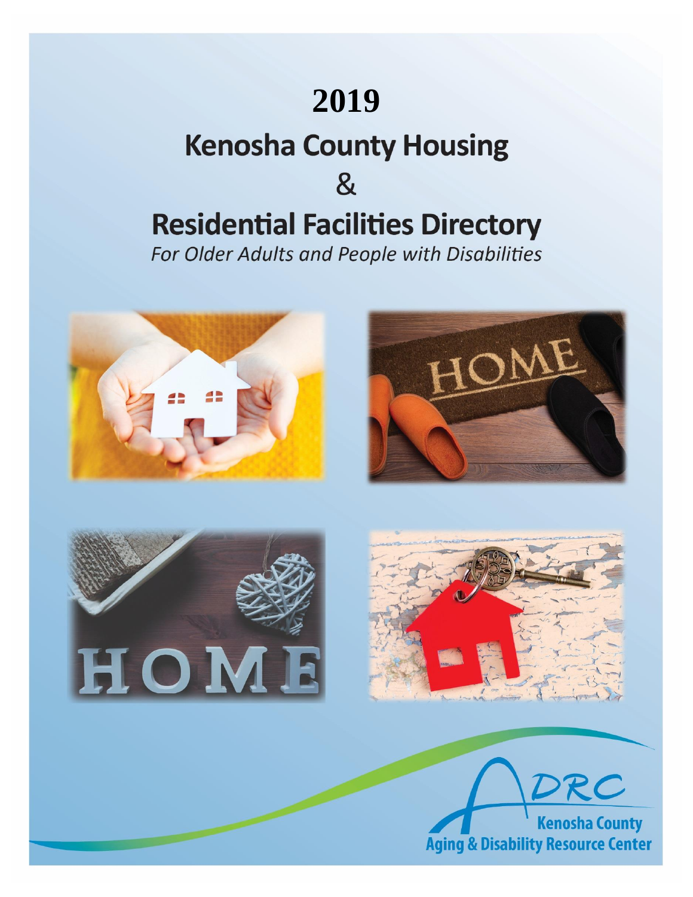# 2019

# Kenosha County Housing

# &

# Residential Facilities Directory

*For Older Adults and People with Disabilities*

ADRC

Kenosha County

Aging & Disability Resource Center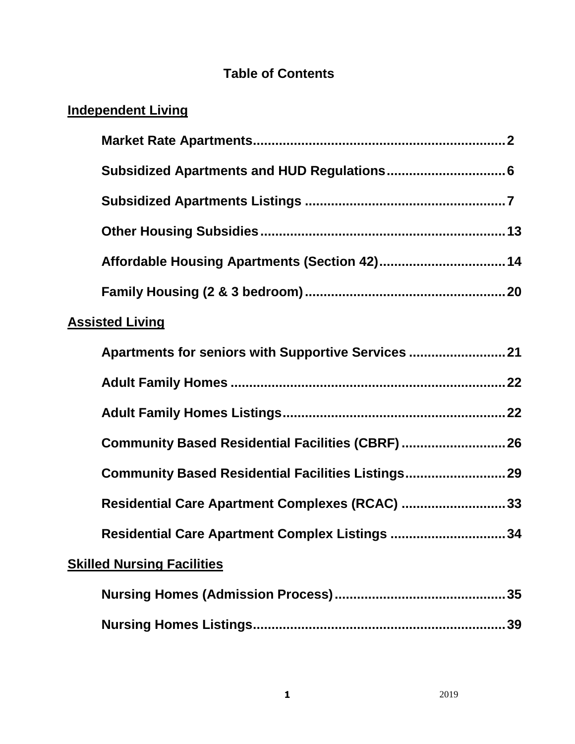# Table of Contents

## Independent Living

**Market Rate Apartments....................................................................2**

**Subsidized Apartments and HUD Regulations................................6**

**Subsidized Apartments Listings ......................................................7**

**Other Housing Subsidies..................................................................13**

**Affordable Housing Apartments (Section 42)..................................14**

**Family Housing (2 & 3 bedroom)......................................................20**

## Assisted Living

**Apartments for seniors with Supportive Services ..........................21**

**Adult Family Homes ..........................................................................22**

**Adult Family Homes Listings............................................................22**

**Community Based Residential Facilities (CBRF) ............................26**

**Community Based Residential Facilities Listings...........................29**

**Residential Care Apartment Complexes (RCAC) ............................33**

**Residential Care Apartment Complex Listings ...............................34**

## Skilled Nursing Facilities

**Nursing Homes (Admission Process)..............................................35**

**Nursing Homes Listings....................................................................39**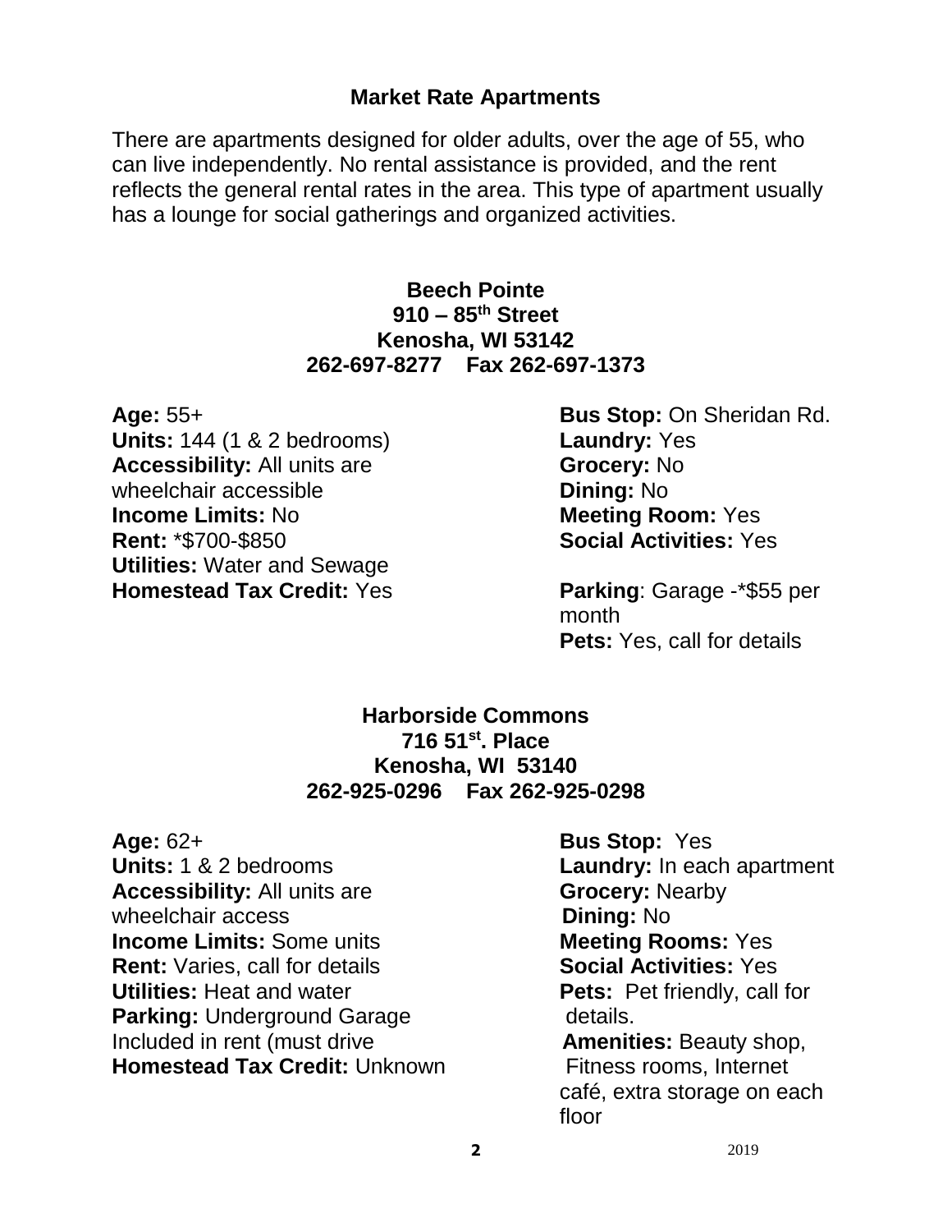## Market Rate Apartments

There are apartments designed for older adults, over the age of 55, who can live independently. No rental assistance is provided, and the rent reflects the general rental rates in the area. This type of apartment usually has a lounge for social gatherings and organized activities.

### Beech Pointe
**910 – 85th Street**
**Kenosha, WI 53142**
**262-697-8277 Fax 262-697-1373**

**Age:** 55+
**Units:** 144 (1 & 2 bedrooms)
**Accessibility:** All units are wheelchair accessible
**Income Limits:** No
**Rent:** *$700-$850
**Utilities:** Water and Sewage
**Homestead Tax Credit:** Yes

**Bus Stop:** On Sheridan Rd.
**Laundry:** Yes
**Grocery:** No
**Dining:** No
**Meeting Room:** Yes
**Social Activities:** Yes

**Parking**: Garage -*$55 per month
**Pets:** Yes, call for details

### Harborside Commons
**716 51st. Place**
**Kenosha, WI 53140**
**262-925-0296 Fax 262-925-0298**

**Age:** 62+
**Units:** 1 & 2 bedrooms
**Accessibility:** All units are wheelchair access
**Income Limits:** Some units
**Rent:** Varies, call for details
**Utilities:** Heat and water
**Parking:** Underground Garage Included in rent (must drive
**Homestead Tax Credit:** Unknown

**Bus Stop:** Yes
**Laundry:** In each apartment
**Grocery:** Nearby
**Dining:** No
**Meeting Rooms:** Yes
**Social Activities:** Yes
**Pets:** Pet friendly, call for details.
**Amenities:** Beauty shop, Fitness rooms, Internet café, extra storage on each floor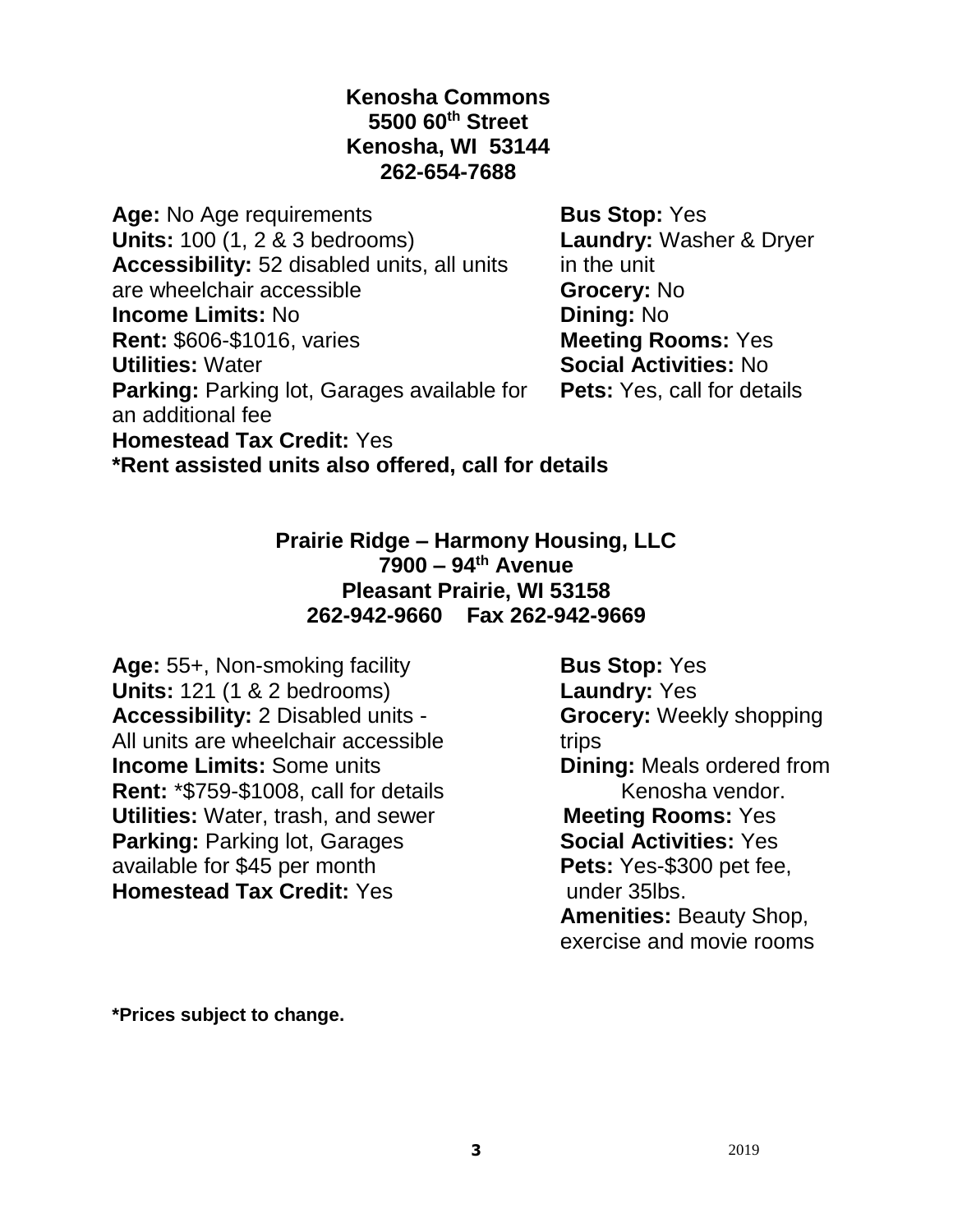## Kenosha Commons
**5500 60th Street**
**Kenosha, WI 53144**
**262-654-7688**

**Age:** No Age requirements
**Units:** 100 (1, 2 & 3 bedrooms)
**Accessibility:** 52 disabled units, all units are wheelchair accessible
**Income Limits:** No
**Rent:** $606-$1016, varies
**Utilities:** Water
**Parking:** Parking lot, Garages available for an additional fee
**Homestead Tax Credit:** Yes
**Bus Stop:** Yes
**Laundry:** Washer & Dryer in the unit
**Grocery:** No
**Dining:** No
**Meeting Rooms:** Yes
**Social Activities:** No
**Pets:** Yes, call for details

**\*Rent assisted units also offered, call for details**

## Prairie Ridge – Harmony Housing, LLC
**7900 – 94th Avenue**
**Pleasant Prairie, WI 53158**
**262-942-9660 Fax 262-942-9669**

**Age:** 55+, Non-smoking facility
**Units:** 121 (1 & 2 bedrooms)
**Accessibility:** 2 Disabled units - All units are wheelchair accessible
**Income Limits:** Some units
**Rent:** *$759-$1008, call for details
**Utilities:** Water, trash, and sewer
**Parking:** Parking lot, Garages available for $45 per month
**Homestead Tax Credit:** Yes
**Bus Stop:** Yes
**Laundry:** Yes
**Grocery:** Weekly shopping trips
**Dining:** Meals ordered from Kenosha vendor.
**Meeting Rooms:** Yes
**Social Activities:** Yes
**Pets:** Yes-$300 pet fee, under 35lbs.
**Amenities:** Beauty Shop, exercise and movie rooms

**\*Prices subject to change.**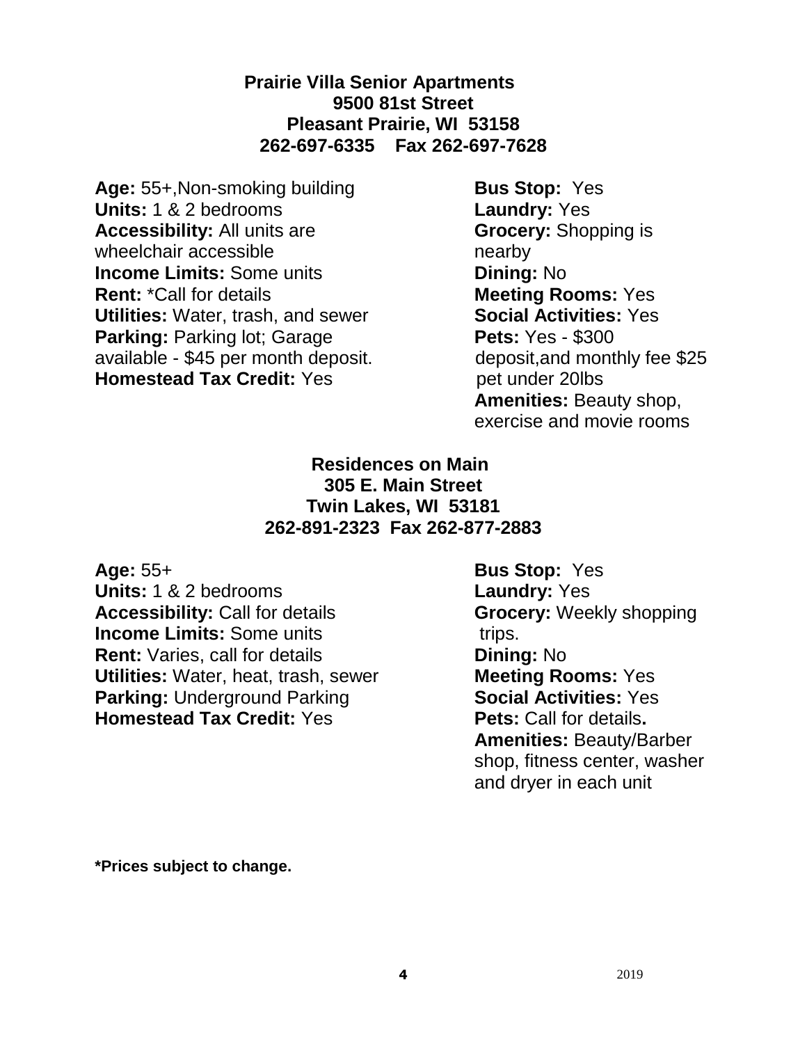**Prairie Villa Senior Apartments**
**9500 81st Street**
**Pleasant Prairie, WI 53158**
**262-697-6335 Fax 262-697-7628**

**Age:** 55+,Non-smoking building
**Units:** 1 & 2 bedrooms
**Accessibility:** All units are wheelchair accessible
**Income Limits:** Some units
**Rent:** *Call for details
**Utilities:** Water, trash, and sewer
**Parking:** Parking lot; Garage available - $45 per month deposit.
**Homestead Tax Credit:** Yes

**Bus Stop:** Yes
**Laundry:** Yes
**Grocery:** Shopping is nearby
**Dining:** No
**Meeting Rooms:** Yes
**Social Activities:** Yes
**Pets:** Yes - $300 deposit,and monthly fee $25 pet under 20lbs
**Amenities:** Beauty shop, exercise and movie rooms

**Residences on Main**
**305 E. Main Street**
**Twin Lakes, WI 53181**
**262-891-2323 Fax 262-877-2883**

**Age:** 55+
**Units:** 1 & 2 bedrooms
**Accessibility:** Call for details
**Income Limits:** Some units
**Rent:** Varies, call for details
**Utilities:** Water, heat, trash, sewer
**Parking:** Underground Parking
**Homestead Tax Credit:** Yes

**Bus Stop:** Yes
**Laundry:** Yes
**Grocery:** Weekly shopping trips.
**Dining:** No
**Meeting Rooms:** Yes
**Social Activities:** Yes
**Pets:** Call for details**.**
**Amenities:** Beauty/Barber shop, fitness center, washer and dryer in each unit

**\*Prices subject to change.**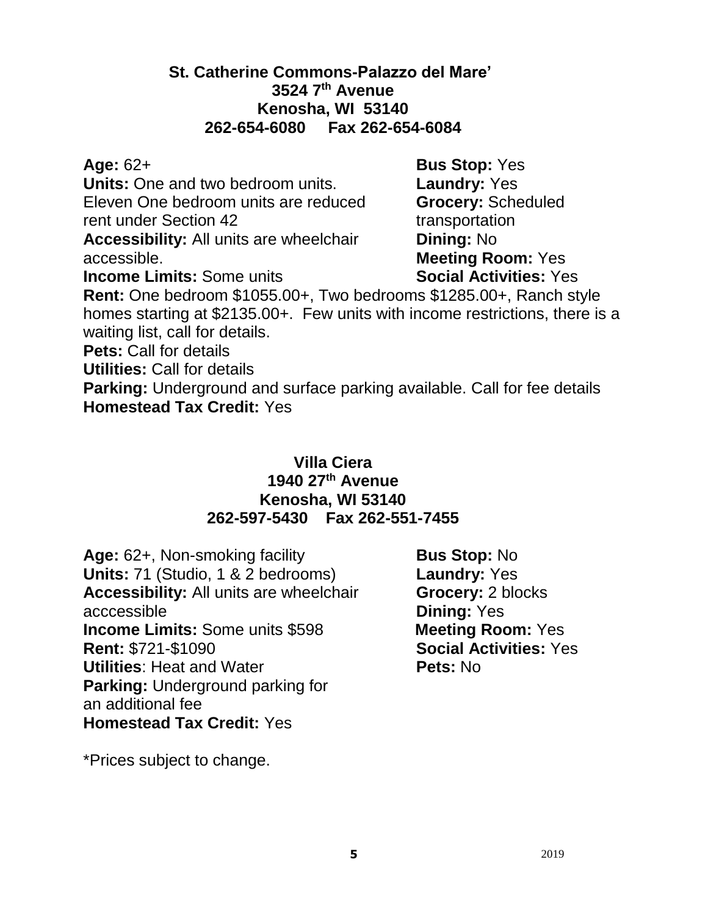**St. Catherine Commons-Palazzo del Mare'**
**3524 7th Avenue**
**Kenosha, WI 53140**
**262-654-6080 Fax 262-654-6084**

**Age:** 62+
**Units:** One and two bedroom units. Eleven One bedroom units are reduced rent under Section 42
**Accessibility:** All units are wheelchair accessible.
**Income Limits:** Some units
**Bus Stop:** Yes
**Laundry:** Yes
**Grocery:** Scheduled transportation
**Dining:** No
**Meeting Room:** Yes
**Social Activities:** Yes
**Rent:** One bedroom $1055.00+, Two bedrooms $1285.00+, Ranch style homes starting at $2135.00+. Few units with income restrictions, there is a waiting list, call for details.
**Pets:** Call for details
**Utilities:** Call for details
**Parking:** Underground and surface parking available. Call for fee details
**Homestead Tax Credit:** Yes

**Villa Ciera**
**1940 27th Avenue**
**Kenosha, WI 53140**
**262-597-5430 Fax 262-551-7455**

**Age:** 62+, Non-smoking facility
**Units:** 71 (Studio, 1 & 2 bedrooms)
**Accessibility:** All units are wheelchair acccessible
**Income Limits:** Some units $598
**Rent:** $721-$1090
**Utilities**: Heat and Water
**Parking:** Underground parking for an additional fee
**Homestead Tax Credit:** Yes
**Bus Stop:** No
**Laundry:** Yes
**Grocery:** 2 blocks
**Dining:** Yes
**Meeting Room:** Yes
**Social Activities:** Yes
**Pets:** No

*Prices subject to change.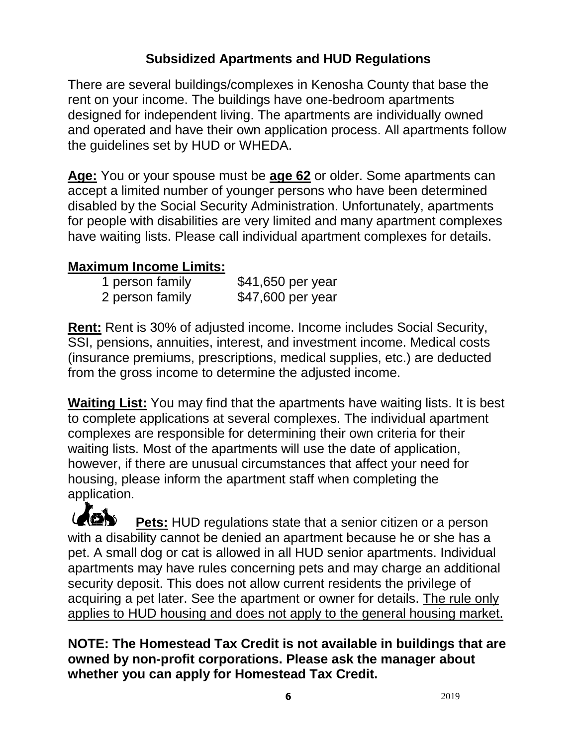# Subsidized Apartments and HUD Regulations

There are several buildings/complexes in Kenosha County that base the rent on your income. The buildings have one-bedroom apartments designed for independent living. The apartments are individually owned and operated and have their own application process. All apartments follow the guidelines set by HUD or WHEDA.

**Age:** You or your spouse must be **age 62** or older. Some apartments can accept a limited number of younger persons who have been determined disabled by the Social Security Administration. Unfortunately, apartments for people with disabilities are very limited and many apartment complexes have waiting lists. Please call individual apartment complexes for details.

**Maximum Income Limits:**

| | |
|---|---|
| 1 person family | $41,650 per year |
| 2 person family | $47,600 per year |

**Rent:** Rent is 30% of adjusted income. Income includes Social Security, SSI, pensions, annuities, interest, and investment income. Medical costs (insurance premiums, prescriptions, medical supplies, etc.) are deducted from the gross income to determine the adjusted income.

**Waiting List:** You may find that the apartments have waiting lists. It is best to complete applications at several complexes. The individual apartment complexes are responsible for determining their own criteria for their waiting lists. Most of the apartments will use the date of application, however, if there are unusual circumstances that affect your need for housing, please inform the apartment staff when completing the application.

**Pets:** HUD regulations state that a senior citizen or a person with a disability cannot be denied an apartment because he or she has a pet. A small dog or cat is allowed in all HUD senior apartments. Individual apartments may have rules concerning pets and may charge an additional security deposit. This does not allow current residents the privilege of acquiring a pet later. See the apartment or owner for details. The rule only applies to HUD housing and does not apply to the general housing market.

**NOTE: The Homestead Tax Credit is not available in buildings that are owned by non-profit corporations. Please ask the manager about whether you can apply for Homestead Tax Credit.**

2019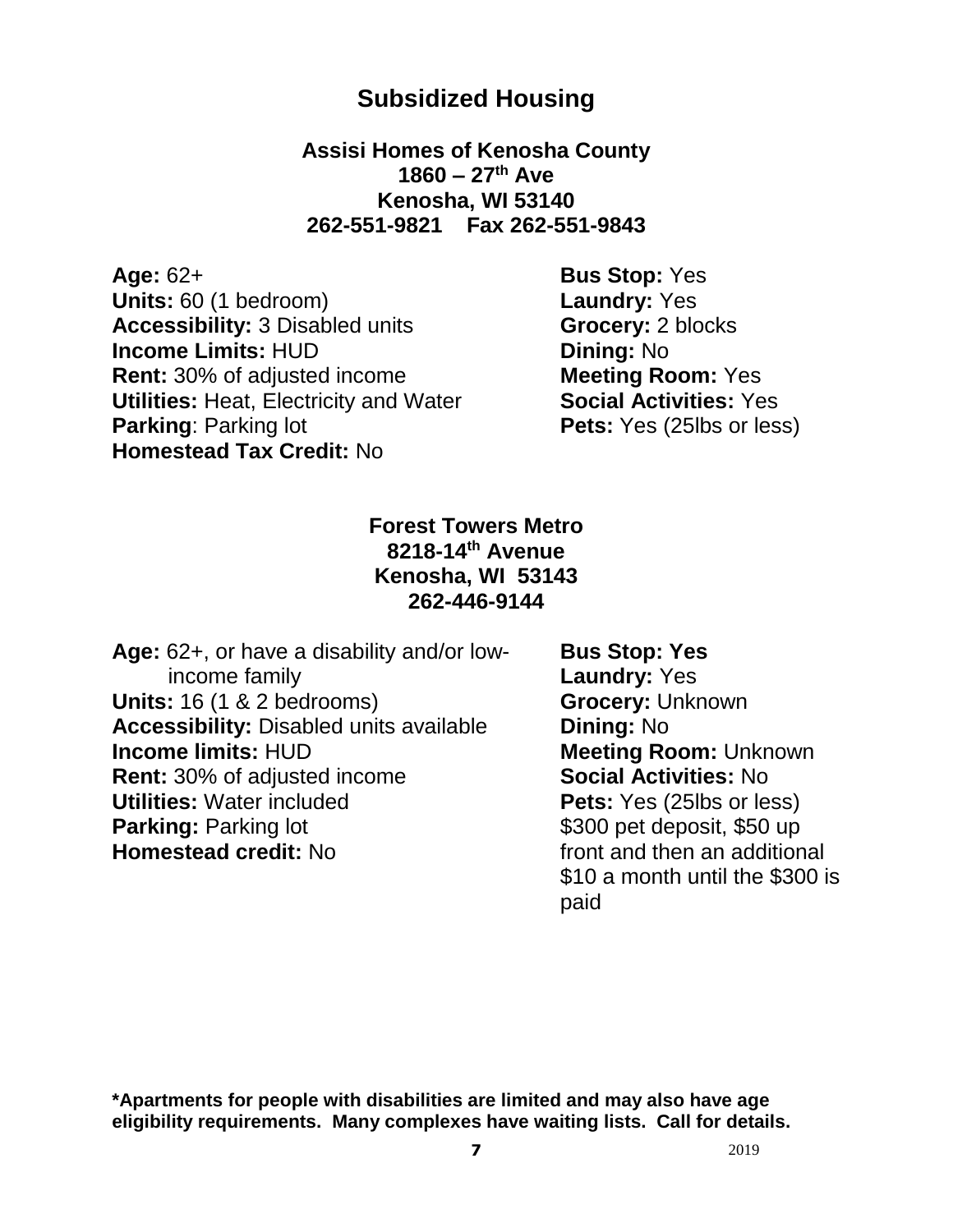# Subsidized Housing

### Assisi Homes of Kenosha County
**1860 – 27th Ave**
**Kenosha, WI 53140**
**262-551-9821 Fax 262-551-9843**

**Age:** 62+
**Units:** 60 (1 bedroom)
**Accessibility:** 3 Disabled units
**Income Limits:** HUD
**Rent:** 30% of adjusted income
**Utilities:** Heat, Electricity and Water
**Parking**: Parking lot
**Homestead Tax Credit:** No

**Bus Stop:** Yes
**Laundry:** Yes
**Grocery:** 2 blocks
**Dining:** No
**Meeting Room:** Yes
**Social Activities:** Yes
**Pets:** Yes (25lbs or less)

### Forest Towers Metro
**8218-14th Avenue**
**Kenosha, WI 53143**
**262-446-9144**

**Age:** 62+, or have a disability and/or low-income family
**Units:** 16 (1 & 2 bedrooms)
**Accessibility:** Disabled units available
**Income limits:** HUD
**Rent:** 30% of adjusted income
**Utilities:** Water included
**Parking:** Parking lot
**Homestead credit:** No

**Bus Stop: Yes**
**Laundry:** Yes
**Grocery:** Unknown
**Dining:** No
**Meeting Room:** Unknown
**Social Activities:** No
**Pets:** Yes (25lbs or less) $300 pet deposit, $50 up front and then an additional $10 a month until the $300 is paid

**\*Apartments for people with disabilities are limited and may also have age eligibility requirements. Many complexes have waiting lists. Call for details.**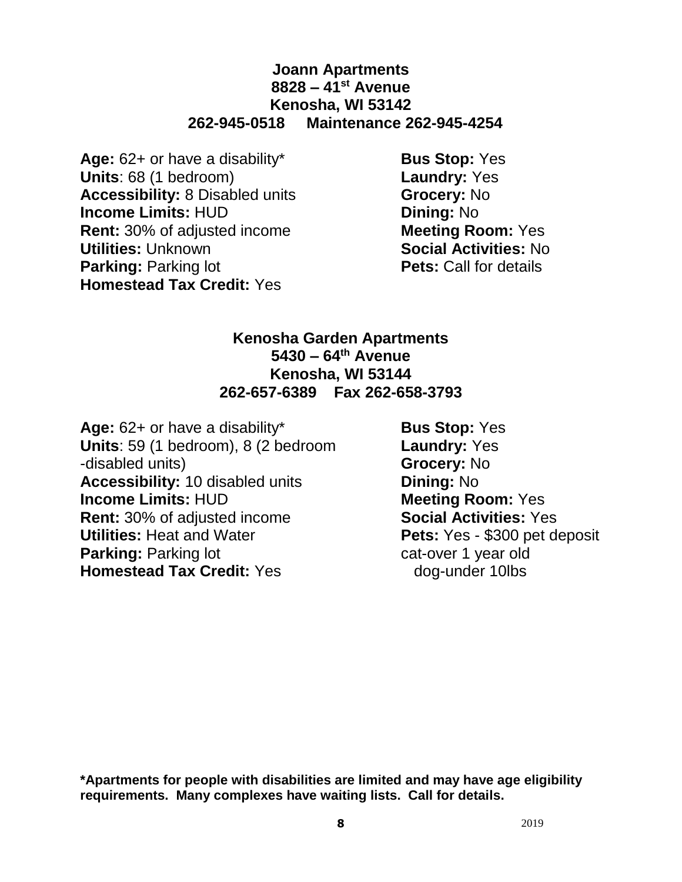## Joann Apartments
**8828 – 41st Avenue**
**Kenosha, WI 53142**
**262-945-0518 Maintenance 262-945-4254**

**Age:** 62+ or have a disability*
**Units**: 68 (1 bedroom)
**Accessibility:** 8 Disabled units
**Income Limits:** HUD
**Rent:** 30% of adjusted income
**Utilities:** Unknown
**Parking:** Parking lot
**Homestead Tax Credit:** Yes

**Bus Stop:** Yes
**Laundry:** Yes
**Grocery:** No
**Dining:** No
**Meeting Room:** Yes
**Social Activities:** No
**Pets:** Call for details

## Kenosha Garden Apartments
**5430 – 64th Avenue**
**Kenosha, WI 53144**
**262-657-6389 Fax 262-658-3793**

**Age:** 62+ or have a disability*
**Units**: 59 (1 bedroom), 8 (2 bedroom -disabled units)
**Accessibility:** 10 disabled units
**Income Limits:** HUD
**Rent:** 30% of adjusted income
**Utilities:** Heat and Water
**Parking:** Parking lot
**Homestead Tax Credit:** Yes

**Bus Stop:** Yes
**Laundry:** Yes
**Grocery:** No
**Dining:** No
**Meeting Room:** Yes
**Social Activities:** Yes
**Pets:** Yes - $300 pet deposit
cat-over 1 year old
dog-under 10lbs

**\*Apartments for people with disabilities are limited and may have age eligibility requirements. Many complexes have waiting lists. Call for details.**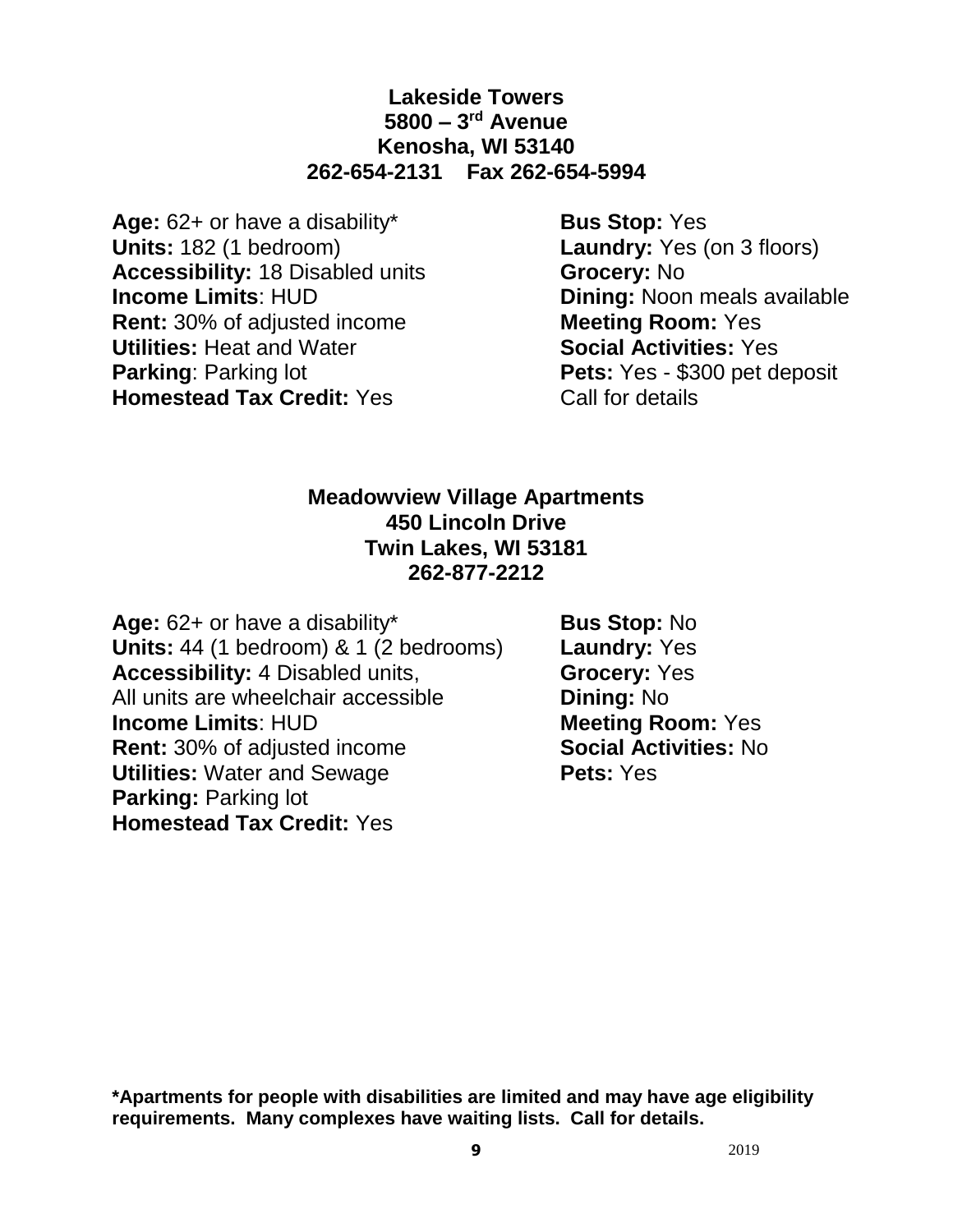## Lakeside Towers
**5800 – 3rd Avenue**
**Kenosha, WI 53140**
**262-654-2131    Fax 262-654-5994**

**Age:** 62+ or have a disability*
**Units:** 182 (1 bedroom)
**Accessibility:** 18 Disabled units
**Income Limits**: HUD
**Rent:** 30% of adjusted income
**Utilities:** Heat and Water
**Parking**: Parking lot
**Homestead Tax Credit:** Yes

**Bus Stop:** Yes
**Laundry:** Yes (on 3 floors)
**Grocery:** No
**Dining:** Noon meals available
**Meeting Room:** Yes
**Social Activities:** Yes
**Pets:** Yes - $300 pet deposit
Call for details

## Meadowview Village Apartments
**450 Lincoln Drive**
**Twin Lakes, WI 53181**
**262-877-2212**

**Age:** 62+ or have a disability*
**Units:** 44 (1 bedroom) & 1 (2 bedrooms)
**Accessibility:** 4 Disabled units,
All units are wheelchair accessible
**Income Limits**: HUD
**Rent:** 30% of adjusted income
**Utilities:** Water and Sewage
**Parking:** Parking lot
**Homestead Tax Credit:** Yes

**Bus Stop:** No
**Laundry:** Yes
**Grocery:** Yes
**Dining:** No
**Meeting Room:** Yes
**Social Activities:** No
**Pets:** Yes

**\*Apartments for people with disabilities are limited and may have age eligibility requirements. Many complexes have waiting lists. Call for details.**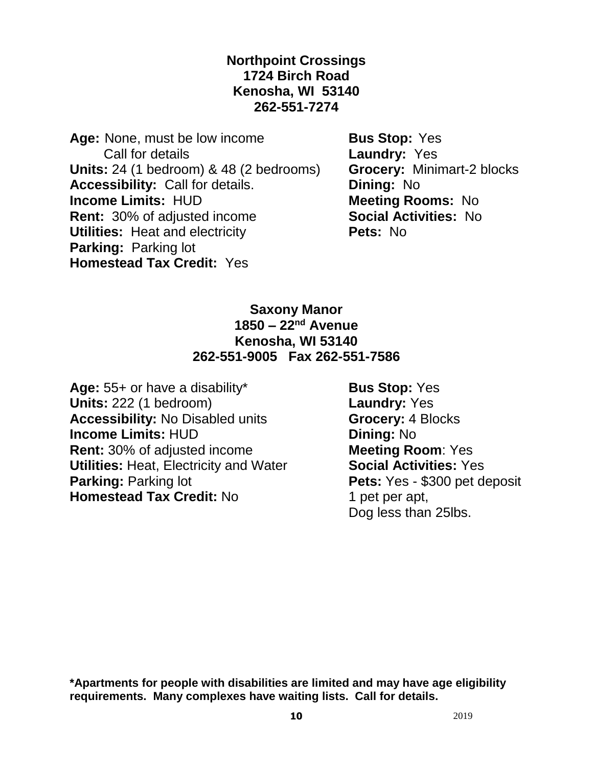**Northpoint Crossings**
**1724 Birch Road**
**Kenosha, WI 53140**
**262-551-7274**

**Age:** None, must be low income
Call for details
**Units:** 24 (1 bedroom) & 48 (2 bedrooms)
**Accessibility:** Call for details.
**Income Limits:** HUD
**Rent:** 30% of adjusted income
**Utilities:** Heat and electricity
**Parking:** Parking lot
**Homestead Tax Credit:** Yes

**Bus Stop:** Yes
**Laundry:** Yes
**Grocery:** Minimart-2 blocks
**Dining:** No
**Meeting Rooms:** No
**Social Activities:** No
**Pets:** No

**Saxony Manor**
**1850 – 22nd Avenue**
**Kenosha, WI 53140**
**262-551-9005 Fax 262-551-7586**

**Age:** 55+ or have a disability*
**Units:** 222 (1 bedroom)
**Accessibility:** No Disabled units
**Income Limits:** HUD
**Rent:** 30% of adjusted income
**Utilities:** Heat, Electricity and Water
**Parking:** Parking lot
**Homestead Tax Credit:** No

**Bus Stop:** Yes
**Laundry:** Yes
**Grocery:** 4 Blocks
**Dining:** No
**Meeting Room**: Yes
**Social Activities:** Yes
**Pets:** Yes - $300 pet deposit
1 pet per apt,
Dog less than 25lbs.

**\*Apartments for people with disabilities are limited and may have age eligibility requirements. Many complexes have waiting lists. Call for details.**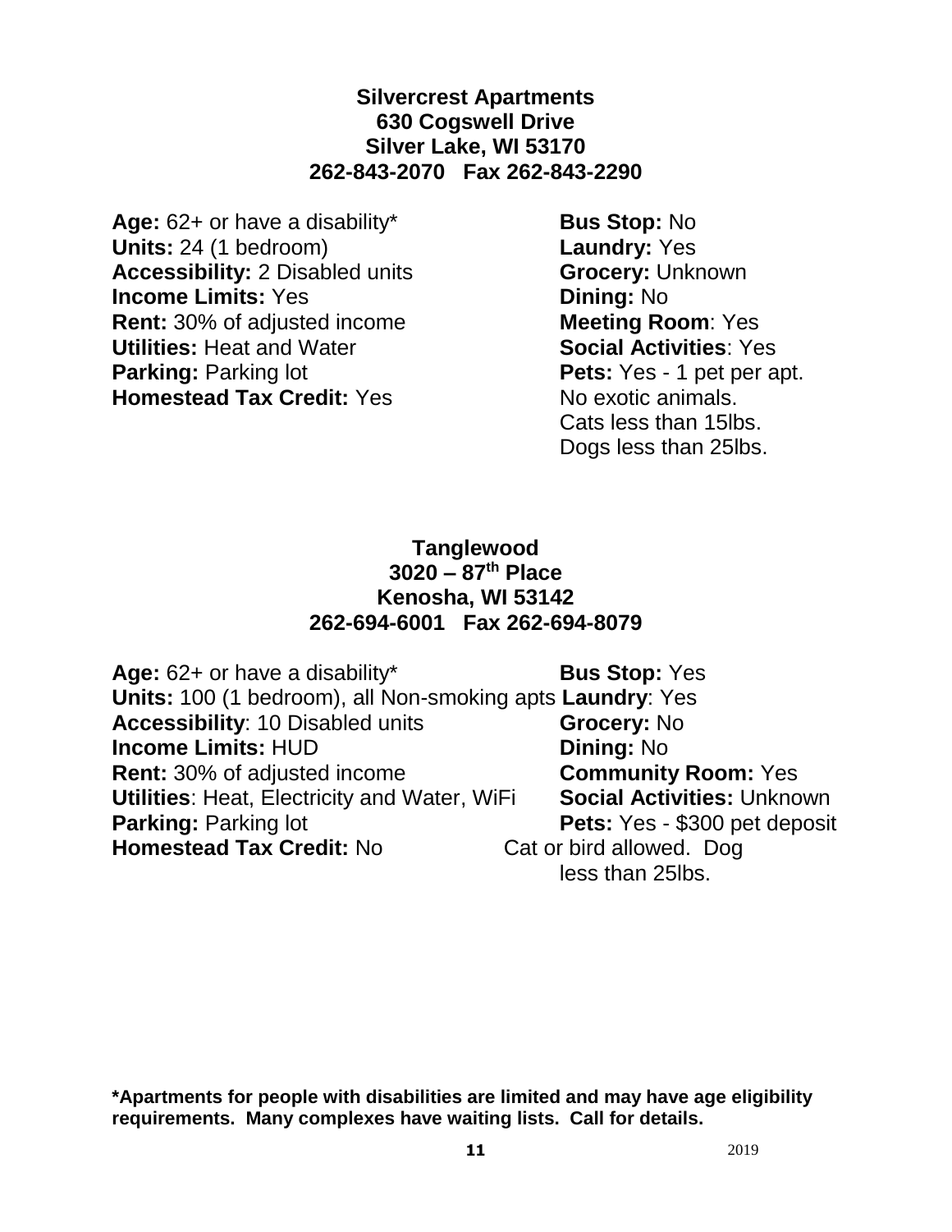**Silvercrest Apartments**
**630 Cogswell Drive**
**Silver Lake, WI 53170**
**262-843-2070 Fax 262-843-2290**

**Age:** 62+ or have a disability*
**Units:** 24 (1 bedroom)
**Accessibility:** 2 Disabled units
**Income Limits:** Yes
**Rent:** 30% of adjusted income
**Utilities:** Heat and Water
**Parking:** Parking lot
**Homestead Tax Credit:** Yes

**Bus Stop:** No
**Laundry:** Yes
**Grocery:** Unknown
**Dining:** No
**Meeting Room**: Yes
**Social Activities**: Yes
**Pets:** Yes - 1 pet per apt. No exotic animals. Cats less than 15lbs. Dogs less than 25lbs.

**Tanglewood**
**3020 – 87th Place**
**Kenosha, WI 53142**
**262-694-6001 Fax 262-694-8079**

**Age:** 62+ or have a disability*
**Units:** 100 (1 bedroom), all Non-smoking apts
**Accessibility**: 10 Disabled units
**Income Limits:** HUD
**Rent:** 30% of adjusted income
**Utilities**: Heat, Electricity and Water, WiFi
**Parking:** Parking lot
**Homestead Tax Credit:** No

**Bus Stop:** Yes
**Laundry**: Yes
**Grocery:** No
**Dining:** No
**Community Room:** Yes
**Social Activities:** Unknown
**Pets:** Yes - $300 pet deposit Cat or bird allowed. Dog less than 25lbs.

**\*Apartments for people with disabilities are limited and may have age eligibility requirements. Many complexes have waiting lists. Call for details.**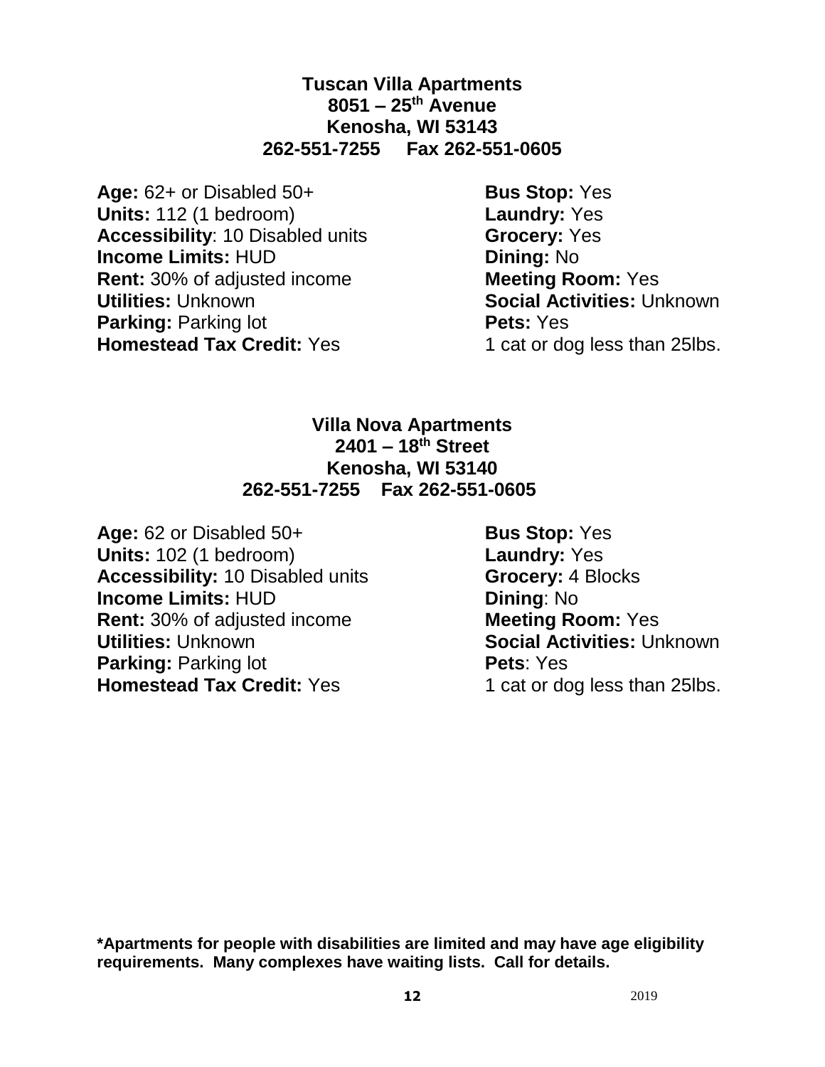**Tuscan Villa Apartments**
**8051 – 25th Avenue**
**Kenosha, WI 53143**
**262-551-7255     Fax 262-551-0605**

**Age:** 62+ or Disabled 50+
**Units:** 112 (1 bedroom)
**Accessibility**: 10 Disabled units
**Income Limits:** HUD
**Rent:** 30% of adjusted income
**Utilities:** Unknown
**Parking:** Parking lot
**Homestead Tax Credit:** Yes

**Bus Stop:** Yes
**Laundry:** Yes
**Grocery:** Yes
**Dining:** No
**Meeting Room:** Yes
**Social Activities:** Unknown
**Pets:** Yes
1 cat or dog less than 25lbs.

**Villa Nova Apartments**
**2401 – 18th Street**
**Kenosha, WI 53140**
**262-551-7255    Fax 262-551-0605**

**Age:** 62 or Disabled 50+
**Units:** 102 (1 bedroom)
**Accessibility:** 10 Disabled units
**Income Limits:** HUD
**Rent:** 30% of adjusted income
**Utilities:** Unknown
**Parking:** Parking lot
**Homestead Tax Credit:** Yes

**Bus Stop:** Yes
**Laundry:** Yes
**Grocery:** 4 Blocks
**Dining**: No
**Meeting Room:** Yes
**Social Activities:** Unknown
**Pets**: Yes
1 cat or dog less than 25lbs.

**\*Apartments for people with disabilities are limited and may have age eligibility requirements. Many complexes have waiting lists. Call for details.**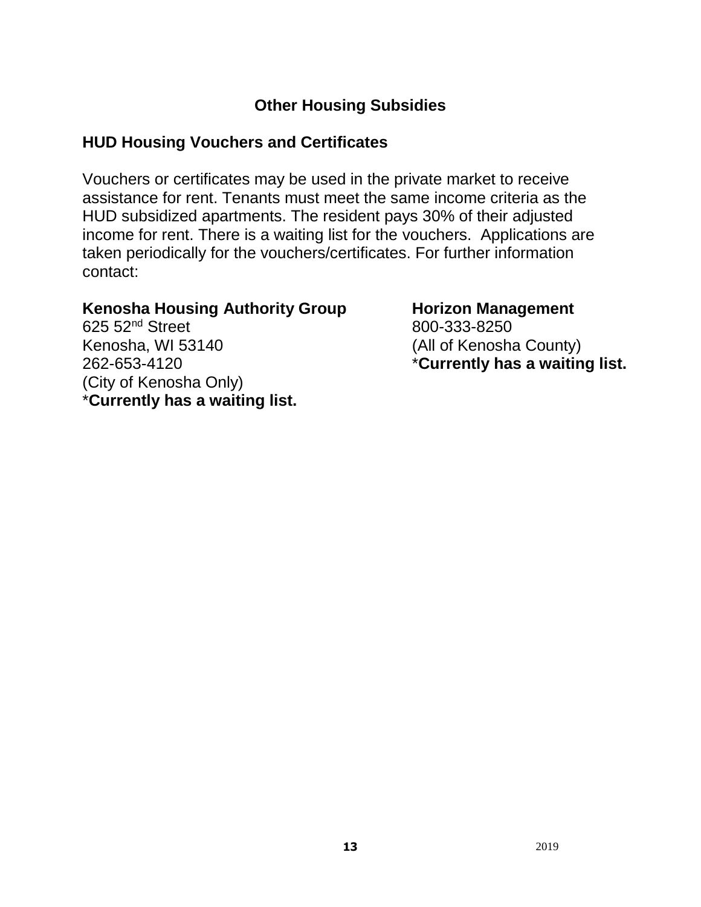## Other Housing Subsidies

### HUD Housing Vouchers and Certificates

Vouchers or certificates may be used in the private market to receive assistance for rent. Tenants must meet the same income criteria as the HUD subsidized apartments. The resident pays 30% of their adjusted income for rent. There is a waiting list for the vouchers. Applications are taken periodically for the vouchers/certificates. For further information contact:

**Kenosha Housing Authority Group**
625 52nd Street
Kenosha, WI 53140
262-653-4120
(City of Kenosha Only)
***Currently has a waiting list.**

**Horizon Management**
800-333-8250
(All of Kenosha County)
***Currently has a waiting list.**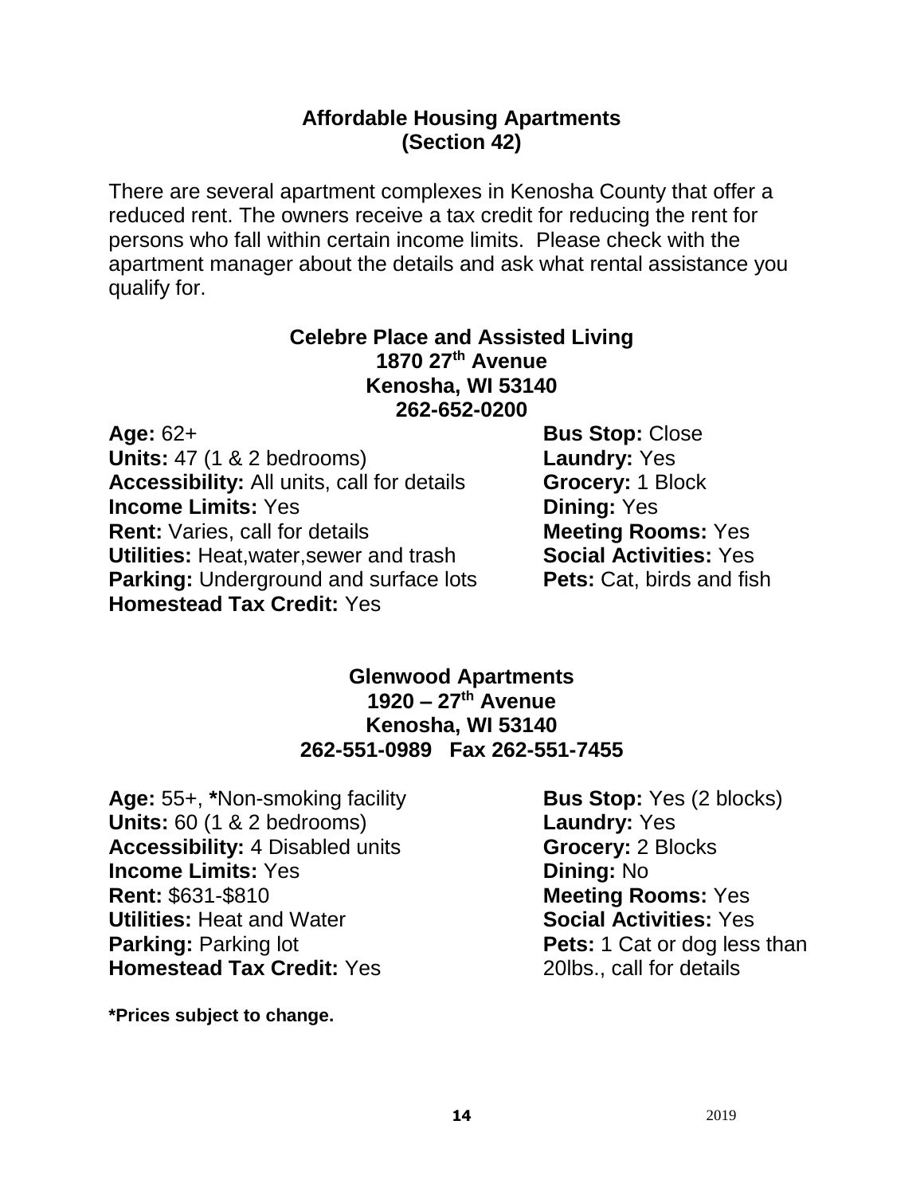## Affordable Housing Apartments
## (Section 42)

There are several apartment complexes in Kenosha County that offer a reduced rent. The owners receive a tax credit for reducing the rent for persons who fall within certain income limits. Please check with the apartment manager about the details and ask what rental assistance you qualify for.

### Celebre Place and Assisted Living
**1870 27th Avenue**
**Kenosha, WI 53140**
**262-652-0200**

**Age:** 62+
**Units:** 47 (1 & 2 bedrooms)
**Accessibility:** All units, call for details
**Income Limits:** Yes
**Rent:** Varies, call for details
**Utilities:** Heat,water,sewer and trash
**Parking:** Underground and surface lots
**Homestead Tax Credit:** Yes

**Bus Stop:** Close
**Laundry:** Yes
**Grocery:** 1 Block
**Dining:** Yes
**Meeting Rooms:** Yes
**Social Activities:** Yes
**Pets:** Cat, birds and fish

### Glenwood Apartments
**1920 – 27th Avenue**
**Kenosha, WI 53140**
**262-551-0989 Fax 262-551-7455**

**Age:** 55+, ***Non-smoking facility
**Units:** 60 (1 & 2 bedrooms)
**Accessibility:** 4 Disabled units
**Income Limits:** Yes
**Rent:** $631-$810
**Utilities:** Heat and Water
**Parking:** Parking lot
**Homestead Tax Credit:** Yes

**Bus Stop:** Yes (2 blocks)
**Laundry:** Yes
**Grocery:** 2 Blocks
**Dining:** No
**Meeting Rooms:** Yes
**Social Activities:** Yes
**Pets:** 1 Cat or dog less than 20lbs., call for details

***Prices subject to change.**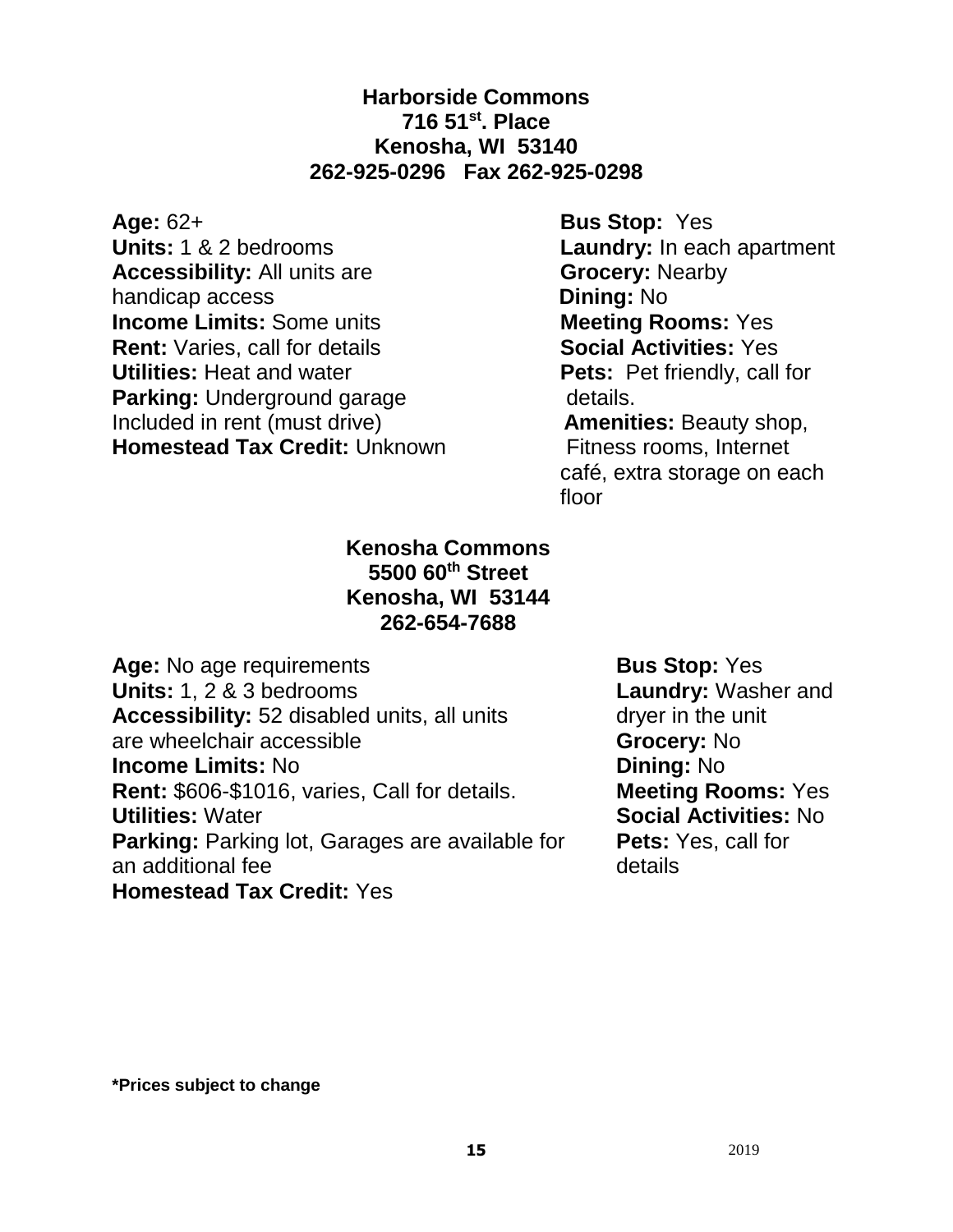**Harborside Commons**
**716 51st. Place**
**Kenosha, WI 53140**
**262-925-0296 Fax 262-925-0298**

**Age:** 62+
**Units:** 1 & 2 bedrooms
**Accessibility:** All units are handicap access
**Income Limits:** Some units
**Rent:** Varies, call for details
**Utilities:** Heat and water
**Parking:** Underground garage Included in rent (must drive)
**Homestead Tax Credit:** Unknown

**Bus Stop:** Yes
**Laundry:** In each apartment
**Grocery:** Nearby
**Dining:** No
**Meeting Rooms:** Yes
**Social Activities:** Yes
**Pets:** Pet friendly, call for details.
**Amenities:** Beauty shop, Fitness rooms, Internet café, extra storage on each floor

**Kenosha Commons**
**5500 60th Street**
**Kenosha, WI 53144**
**262-654-7688**

**Age:** No age requirements
**Units:** 1, 2 & 3 bedrooms
**Accessibility:** 52 disabled units, all units are wheelchair accessible
**Income Limits:** No
**Rent:** $606-$1016, varies, Call for details.
**Utilities:** Water
**Parking:** Parking lot, Garages are available for an additional fee
**Homestead Tax Credit:** Yes

**Bus Stop:** Yes
**Laundry:** Washer and dryer in the unit
**Grocery:** No
**Dining:** No
**Meeting Rooms:** Yes
**Social Activities:** No
**Pets:** Yes, call for details

**\*Prices subject to change**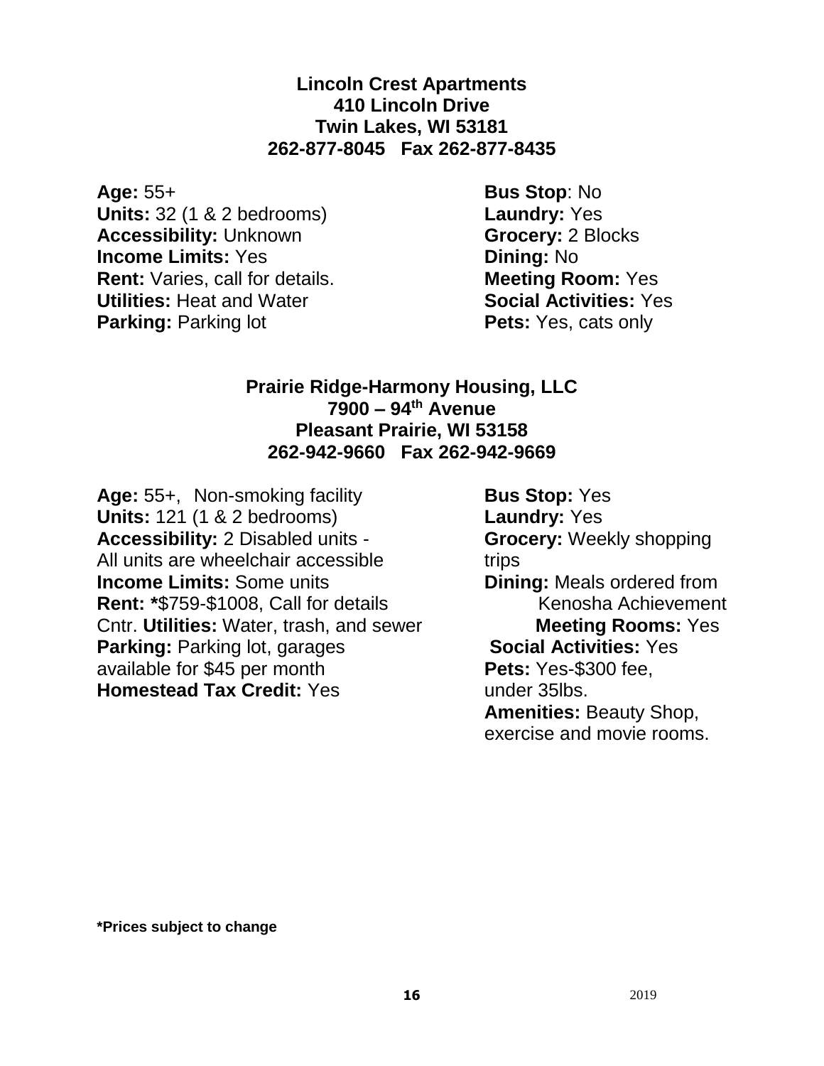**Lincoln Crest Apartments**
**410 Lincoln Drive**
**Twin Lakes, WI 53181**
**262-877-8045 Fax 262-877-8435**

**Age:** 55+
**Units:** 32 (1 & 2 bedrooms)
**Accessibility:** Unknown
**Income Limits:** Yes
**Rent:** Varies, call for details.
**Utilities:** Heat and Water
**Parking:** Parking lot

**Bus Stop**: No
**Laundry:** Yes
**Grocery:** 2 Blocks
**Dining:** No
**Meeting Room:** Yes
**Social Activities:** Yes
**Pets:** Yes, cats only

**Prairie Ridge-Harmony Housing, LLC**
**7900 – 94th Avenue**
**Pleasant Prairie, WI 53158**
**262-942-9660 Fax 262-942-9669**

**Age:** 55+, Non-smoking facility
**Units:** 121 (1 & 2 bedrooms)
**Accessibility:** 2 Disabled units - All units are wheelchair accessible
**Income Limits:** Some units
**Rent:** *$759-$1008, Call for details
**Utilities:** Water, trash, and sewer
**Parking:** Parking lot, garages available for $45 per month
**Homestead Tax Credit:** Yes

**Bus Stop:** Yes
**Laundry:** Yes
**Grocery:** Weekly shopping trips
**Dining:** Meals ordered from Kenosha Achievement Cntr.
**Meeting Rooms:** Yes
**Social Activities:** Yes
**Pets:** Yes-$300 fee, under 35lbs.
**Amenities:** Beauty Shop, exercise and movie rooms.

**\*Prices subject to change**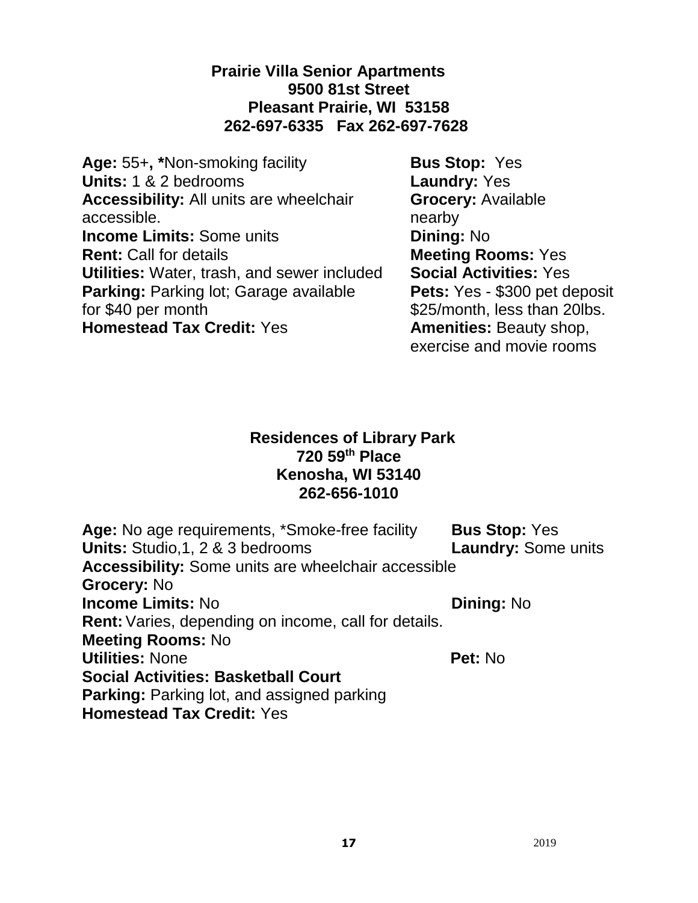**Prairie Villa Senior Apartments**
**9500 81st Street**
**Pleasant Prairie, WI 53158**
**262-697-6335 Fax 262-697-7628**

**Age:** 55+, ***Non-smoking facility
**Units:** 1 & 2 bedrooms
**Accessibility:** All units are wheelchair accessible.
**Income Limits:** Some units
**Rent:** Call for details
**Utilities:** Water, trash, and sewer included
**Parking:** Parking lot; Garage available for $40 per month
**Homestead Tax Credit:** Yes

**Bus Stop:** Yes
**Laundry:** Yes
**Grocery:** Available nearby
**Dining:** No
**Meeting Rooms:** Yes
**Social Activities:** Yes
**Pets:** Yes - $300 pet deposit $25/month, less than 20lbs.
**Amenities:** Beauty shop, exercise and movie rooms

**Residences of Library Park**
**720 59th Place**
**Kenosha, WI 53140**
**262-656-1010**

**Age:** No age requirements, *Smoke-free facility
**Bus Stop:** Yes
**Units:** Studio,1, 2 & 3 bedrooms
**Laundry:** Some units
**Accessibility:** Some units are wheelchair accessible
**Grocery:** No
**Income Limits:** No
**Dining:** No
**Rent:** Varies, depending on income, call for details.
**Meeting Rooms:** No
**Utilities:** None
**Pet:** No
**Social Activities: Basketball Court**
**Parking:** Parking lot, and assigned parking
**Homestead Tax Credit:** Yes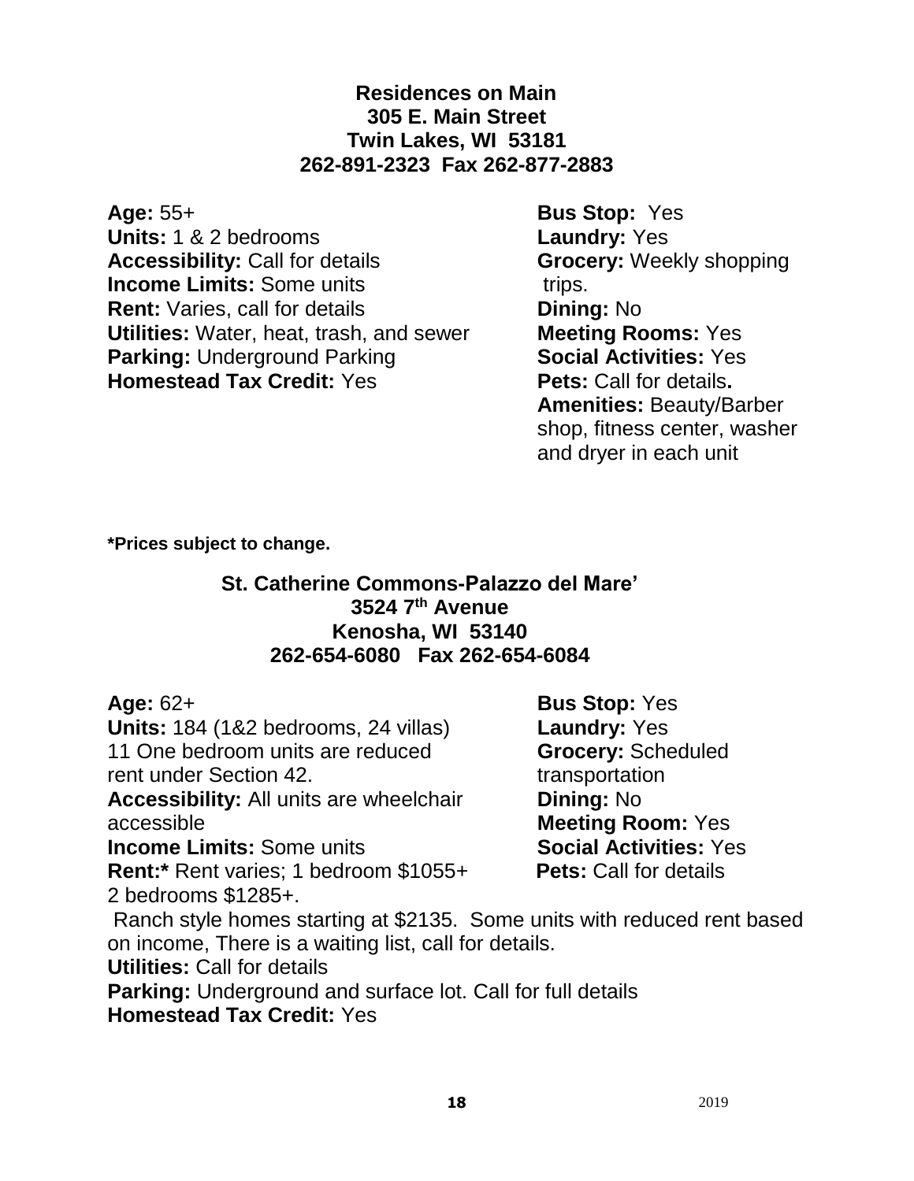## Residences on Main
**305 E. Main Street**
**Twin Lakes, WI 53181**
**262-891-2323 Fax 262-877-2883**

**Age:** 55+
**Units:** 1 & 2 bedrooms
**Accessibility:** Call for details
**Income Limits:** Some units
**Rent:** Varies, call for details
**Utilities:** Water, heat, trash, and sewer
**Parking:** Underground Parking
**Homestead Tax Credit:** Yes

**Bus Stop:** Yes
**Laundry:** Yes
**Grocery:** Weekly shopping trips.
**Dining:** No
**Meeting Rooms:** Yes
**Social Activities:** Yes
**Pets:** Call for details**.**
**Amenities:** Beauty/Barber shop, fitness center, washer and dryer in each unit

**\*Prices subject to change.**

## St. Catherine Commons-Palazzo del Mare'
**3524 7th Avenue**
**Kenosha, WI 53140**
**262-654-6080 Fax 262-654-6084**

**Age:** 62+
**Units:** 184 (1&2 bedrooms, 24 villas)
11 One bedroom units are reduced rent under Section 42.
**Accessibility:** All units are wheelchair accessible
**Income Limits:** Some units
**Rent:*** Rent varies; 1 bedroom $1055+
2 bedrooms $1285+.
Ranch style homes starting at $2135. Some units with reduced rent based on income, There is a waiting list, call for details.
**Utilities:** Call for details
**Parking:** Underground and surface lot. Call for full details
**Homestead Tax Credit:** Yes

**Bus Stop:** Yes
**Laundry:** Yes
**Grocery:** Scheduled transportation
**Dining:** No
**Meeting Room:** Yes
**Social Activities:** Yes
**Pets:** Call for details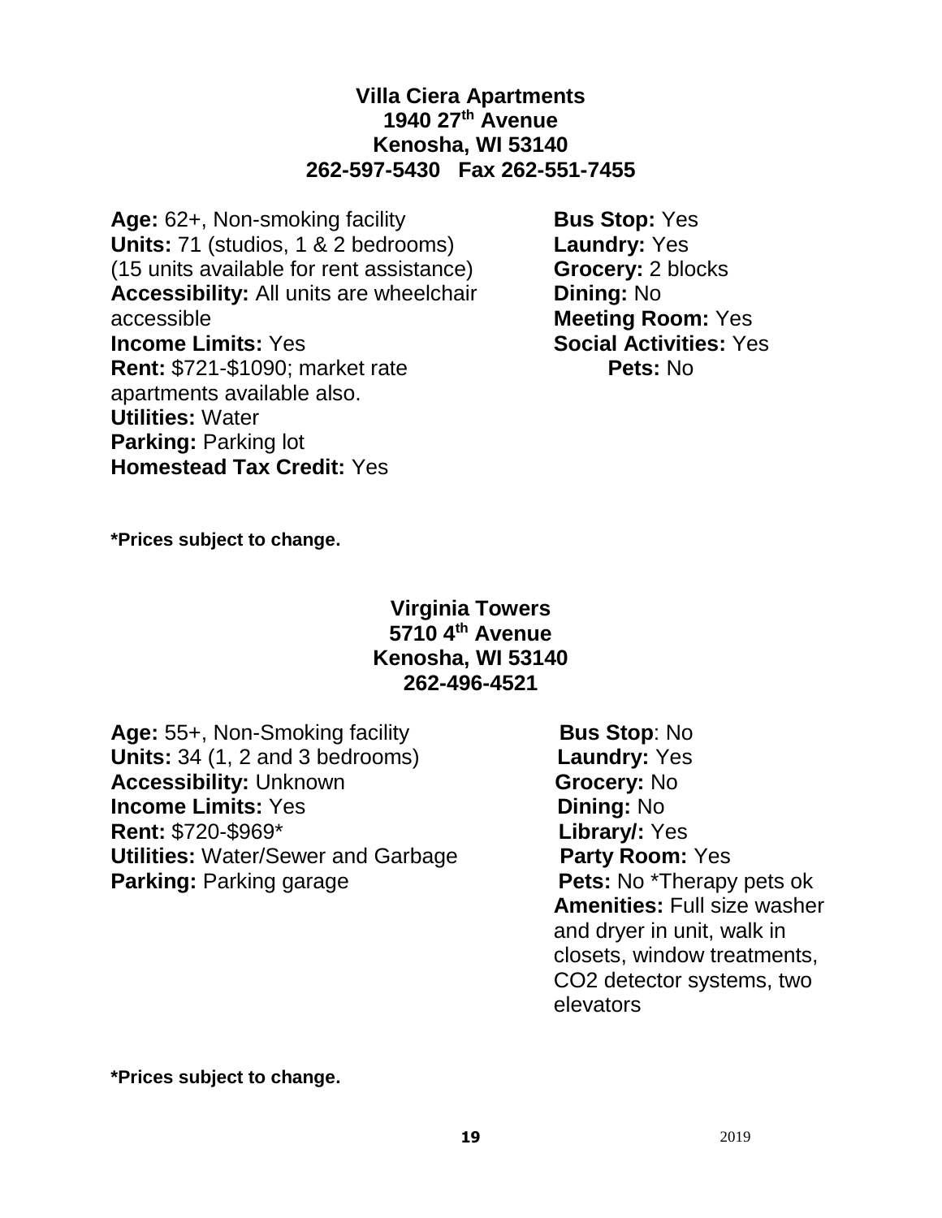**Villa Ciera Apartments**
**1940 27th Avenue**
**Kenosha, WI 53140**
**262-597-5430 Fax 262-551-7455**

**Age:** 62+, Non-smoking facility
**Units:** 71 (studios, 1 & 2 bedrooms) (15 units available for rent assistance)
**Accessibility:** All units are wheelchair accessible
**Income Limits:** Yes
**Rent:** $721-$1090; market rate apartments available also.
**Utilities:** Water
**Parking:** Parking lot
**Homestead Tax Credit:** Yes

**Bus Stop:** Yes
**Laundry:** Yes
**Grocery:** 2 blocks
**Dining:** No
**Meeting Room:** Yes
**Social Activities:** Yes
**Pets:** No

***Prices subject to change.**

**Virginia Towers**
**5710 4th Avenue**
**Kenosha, WI 53140**
**262-496-4521**

**Age:** 55+, Non-Smoking facility
**Units:** 34 (1, 2 and 3 bedrooms)
**Accessibility:** Unknown
**Income Limits:** Yes
**Rent:** $720-$969*
**Utilities:** Water/Sewer and Garbage
**Parking:** Parking garage

**Bus Stop**: No
**Laundry:** Yes
**Grocery:** No
**Dining:** No
**Library/:** Yes
**Party Room:** Yes
**Pets:** No *Therapy pets ok
**Amenities:** Full size washer and dryer in unit, walk in closets, window treatments, CO2 detector systems, two elevators

***Prices subject to change.**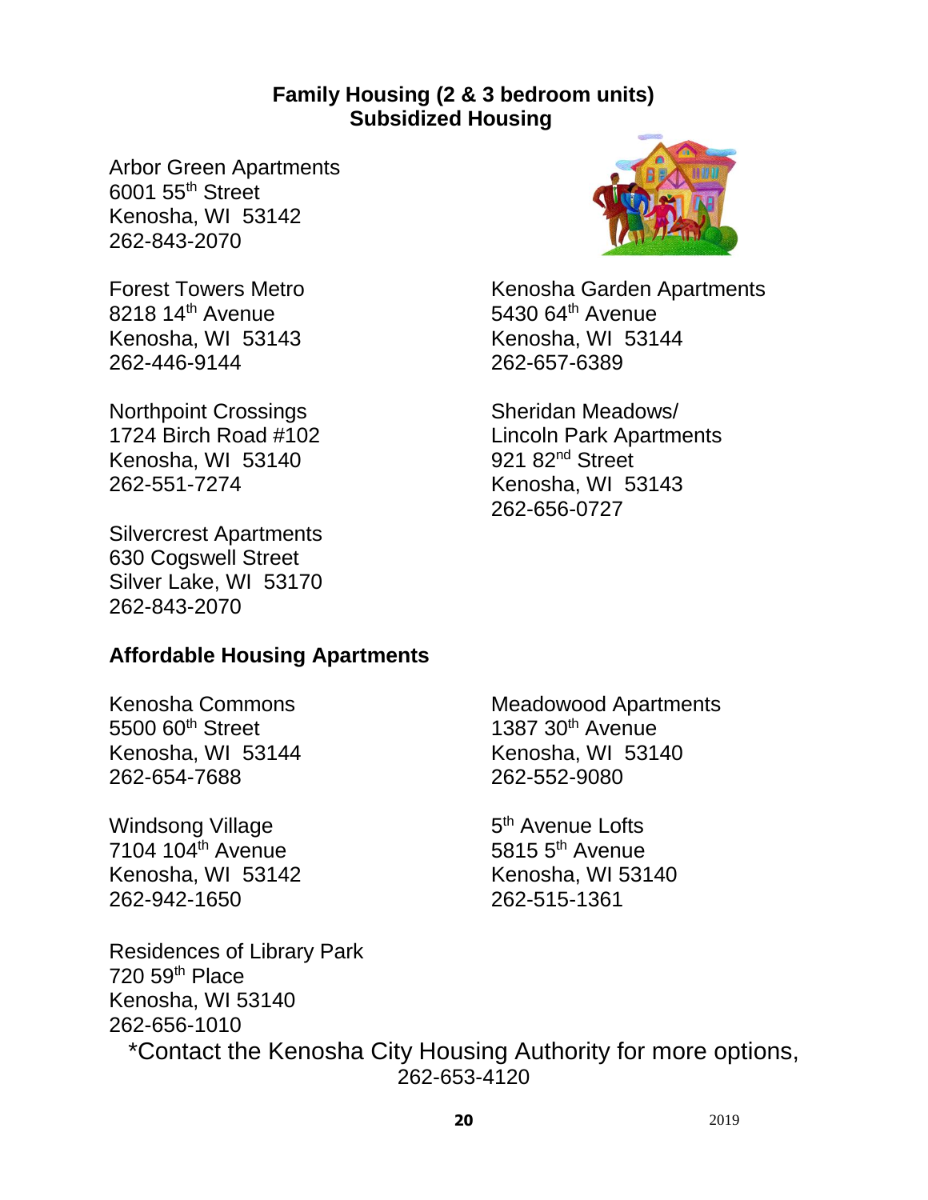## Family Housing (2 & 3 bedroom units)
## Subsidized Housing

Arbor Green Apartments
6001 55th Street
Kenosha, WI 53142
262-843-2070

Forest Towers Metro
8218 14th Avenue
Kenosha, WI 53143
262-446-9144

Northpoint Crossings
1724 Birch Road #102
Kenosha, WI 53140
262-551-7274

Silvercrest Apartments
630 Cogswell Street
Silver Lake, WI 53170
262-843-2070

Kenosha Garden Apartments
5430 64th Avenue
Kenosha, WI 53144
262-657-6389

Sheridan Meadows/
Lincoln Park Apartments
921 82nd Street
Kenosha, WI 53143
262-656-0727

### Affordable Housing Apartments

Kenosha Commons
5500 60th Street
Kenosha, WI 53144
262-654-7688

Windsong Village
7104 104th Avenue
Kenosha, WI 53142
262-942-1650

Residences of Library Park
720 59th Place
Kenosha, WI 53140
262-656-1010

Meadowood Apartments
1387 30th Avenue
Kenosha, WI 53140
262-552-9080

5th Avenue Lofts
5815 5th Avenue
Kenosha, WI 53140
262-515-1361

*Contact the Kenosha City Housing Authority for more options, 262-653-4120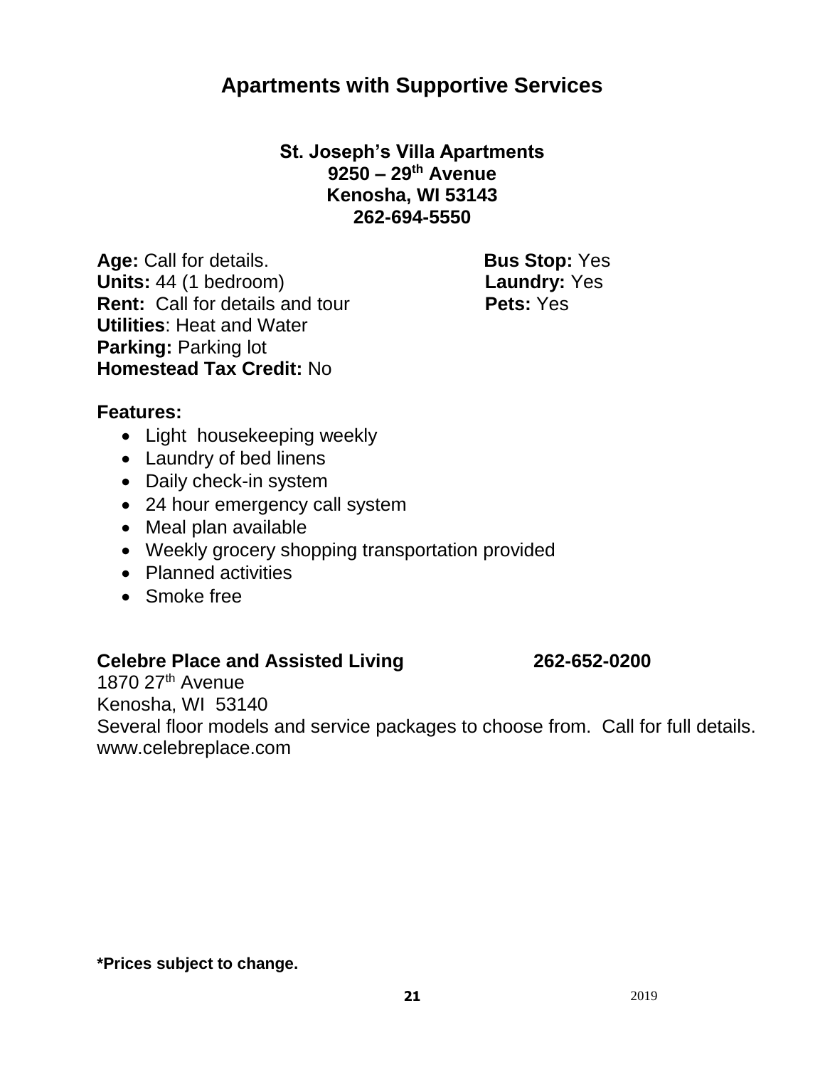# Apartments with Supportive Services

**St. Joseph's Villa Apartments**
**9250 – 29th Avenue**
**Kenosha, WI 53143**
**262-694-5550**

**Age:** Call for details.
**Units:** 44 (1 bedroom)
**Rent:** Call for details and tour
**Utilities**: Heat and Water
**Parking:** Parking lot
**Homestead Tax Credit:** No

**Bus Stop:** Yes
**Laundry:** Yes
**Pets:** Yes

**Features:**

- Light housekeeping weekly
- Laundry of bed linens
- Daily check-in system
- 24 hour emergency call system
- Meal plan available
- Weekly grocery shopping transportation provided
- Planned activities
- Smoke free

**Celebre Place and Assisted Living** **262-652-0200**
1870 27th Avenue
Kenosha, WI 53140
Several floor models and service packages to choose from. Call for full details.
www.celebreplace.com

**\*Prices subject to change.**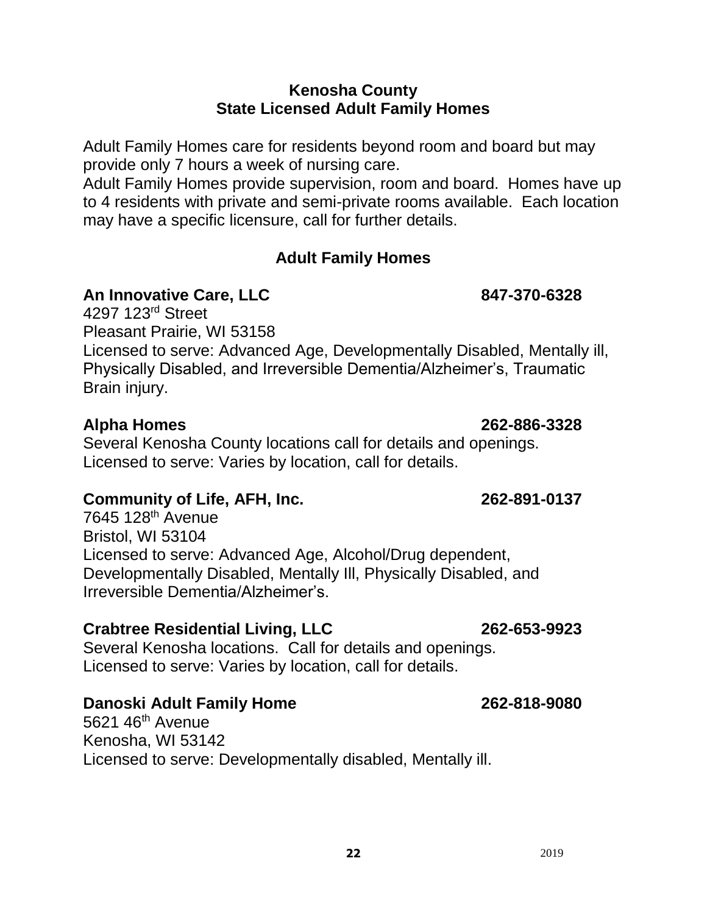# Kenosha County
## State Licensed Adult Family Homes

Adult Family Homes care for residents beyond room and board but may provide only 7 hours a week of nursing care.
Adult Family Homes provide supervision, room and board. Homes have up to 4 residents with private and semi-private rooms available. Each location may have a specific licensure, call for further details.

## Adult Family Homes

**An Innovative Care, LLC** **847-370-6328**
4297 123rd Street
Pleasant Prairie, WI 53158
Licensed to serve: Advanced Age, Developmentally Disabled, Mentally ill, Physically Disabled, and Irreversible Dementia/Alzheimer's, Traumatic Brain injury.

**Alpha Homes** **262-886-3328**
Several Kenosha County locations call for details and openings.
Licensed to serve: Varies by location, call for details.

**Community of Life, AFH, Inc.** **262-891-0137**
7645 128th Avenue
Bristol, WI 53104
Licensed to serve: Advanced Age, Alcohol/Drug dependent, Developmentally Disabled, Mentally Ill, Physically Disabled, and Irreversible Dementia/Alzheimer's.

**Crabtree Residential Living, LLC** **262-653-9923**
Several Kenosha locations. Call for details and openings.
Licensed to serve: Varies by location, call for details.

**Danoski Adult Family Home** **262-818-9080**
5621 46th Avenue
Kenosha, WI 53142
Licensed to serve: Developmentally disabled, Mentally ill.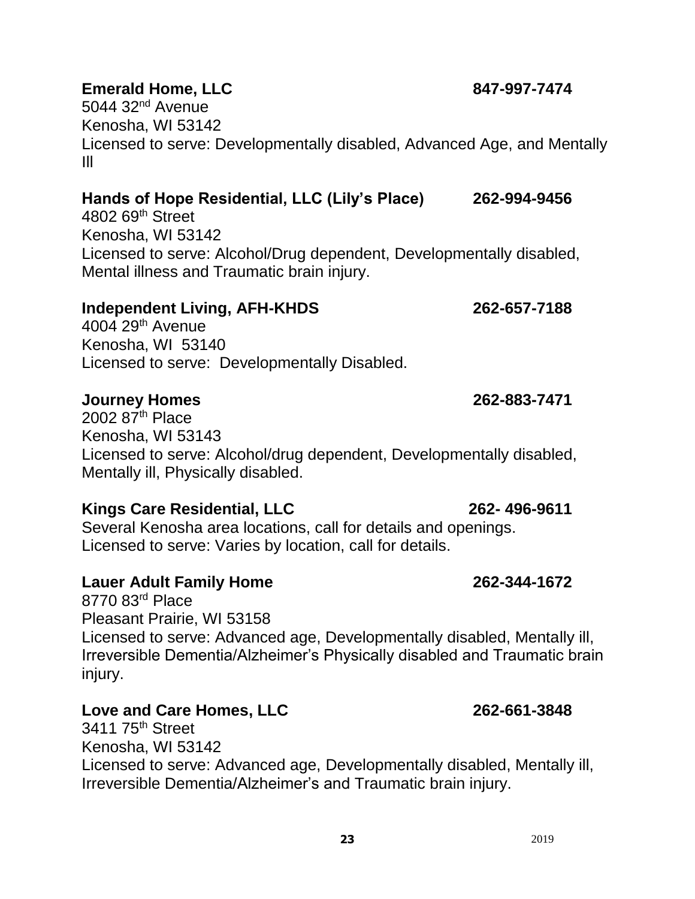**Emerald Home, LLC** **847-997-7474**
5044 32nd Avenue
Kenosha, WI 53142
Licensed to serve: Developmentally disabled, Advanced Age, and Mentally Ill

**Hands of Hope Residential, LLC (Lily's Place)** **262-994-9456**
4802 69th Street
Kenosha, WI 53142
Licensed to serve: Alcohol/Drug dependent, Developmentally disabled, Mental illness and Traumatic brain injury.

**Independent Living, AFH-KHDS** **262-657-7188**
4004 29th Avenue
Kenosha, WI 53140
Licensed to serve: Developmentally Disabled.

**Journey Homes** **262-883-7471**
2002 87th Place
Kenosha, WI 53143
Licensed to serve: Alcohol/drug dependent, Developmentally disabled, Mentally ill, Physically disabled.

**Kings Care Residential, LLC** **262- 496-9611**
Several Kenosha area locations, call for details and openings.
Licensed to serve: Varies by location, call for details.

**Lauer Adult Family Home** **262-344-1672**
8770 83rd Place
Pleasant Prairie, WI 53158
Licensed to serve: Advanced age, Developmentally disabled, Mentally ill, Irreversible Dementia/Alzheimer's Physically disabled and Traumatic brain injury.

**Love and Care Homes, LLC** **262-661-3848**
3411 75th Street
Kenosha, WI 53142
Licensed to serve: Advanced age, Developmentally disabled, Mentally ill, Irreversible Dementia/Alzheimer's and Traumatic brain injury.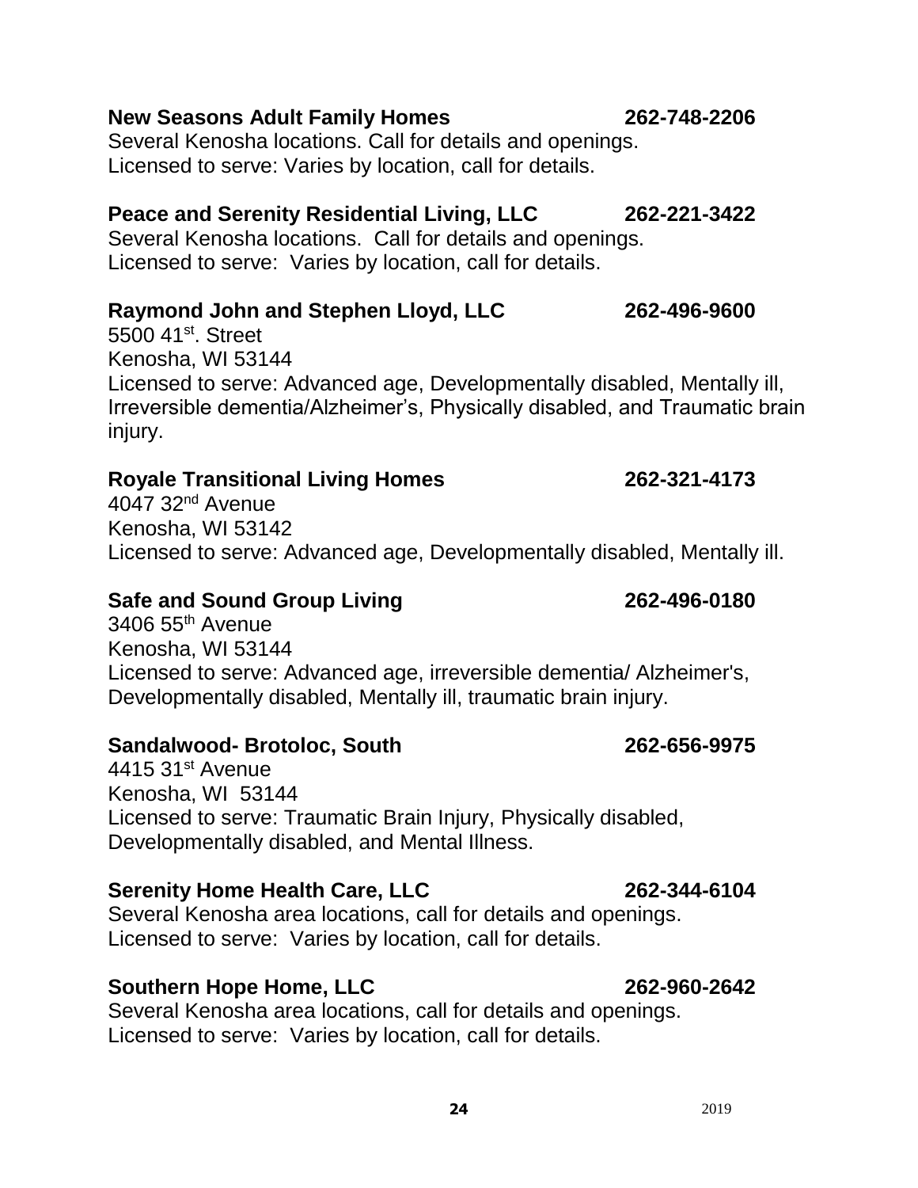**New Seasons Adult Family Homes 262-748-2206**
Several Kenosha locations. Call for details and openings.
Licensed to serve: Varies by location, call for details.

**Peace and Serenity Residential Living, LLC 262-221-3422**
Several Kenosha locations. Call for details and openings.
Licensed to serve: Varies by location, call for details.

**Raymond John and Stephen Lloyd, LLC 262-496-9600**
5500 41st. Street
Kenosha, WI 53144
Licensed to serve: Advanced age, Developmentally disabled, Mentally ill, Irreversible dementia/Alzheimer's, Physically disabled, and Traumatic brain injury.

**Royale Transitional Living Homes 262-321-4173**
4047 32nd Avenue
Kenosha, WI 53142
Licensed to serve: Advanced age, Developmentally disabled, Mentally ill.

**Safe and Sound Group Living 262-496-0180**
3406 55th Avenue
Kenosha, WI 53144
Licensed to serve: Advanced age, irreversible dementia/ Alzheimer's, Developmentally disabled, Mentally ill, traumatic brain injury.

**Sandalwood- Brotoloc, South 262-656-9975**
4415 31st Avenue
Kenosha, WI 53144
Licensed to serve: Traumatic Brain Injury, Physically disabled, Developmentally disabled, and Mental Illness.

**Serenity Home Health Care, LLC 262-344-6104**
Several Kenosha area locations, call for details and openings.
Licensed to serve: Varies by location, call for details.

**Southern Hope Home, LLC 262-960-2642**
Several Kenosha area locations, call for details and openings.
Licensed to serve: Varies by location, call for details.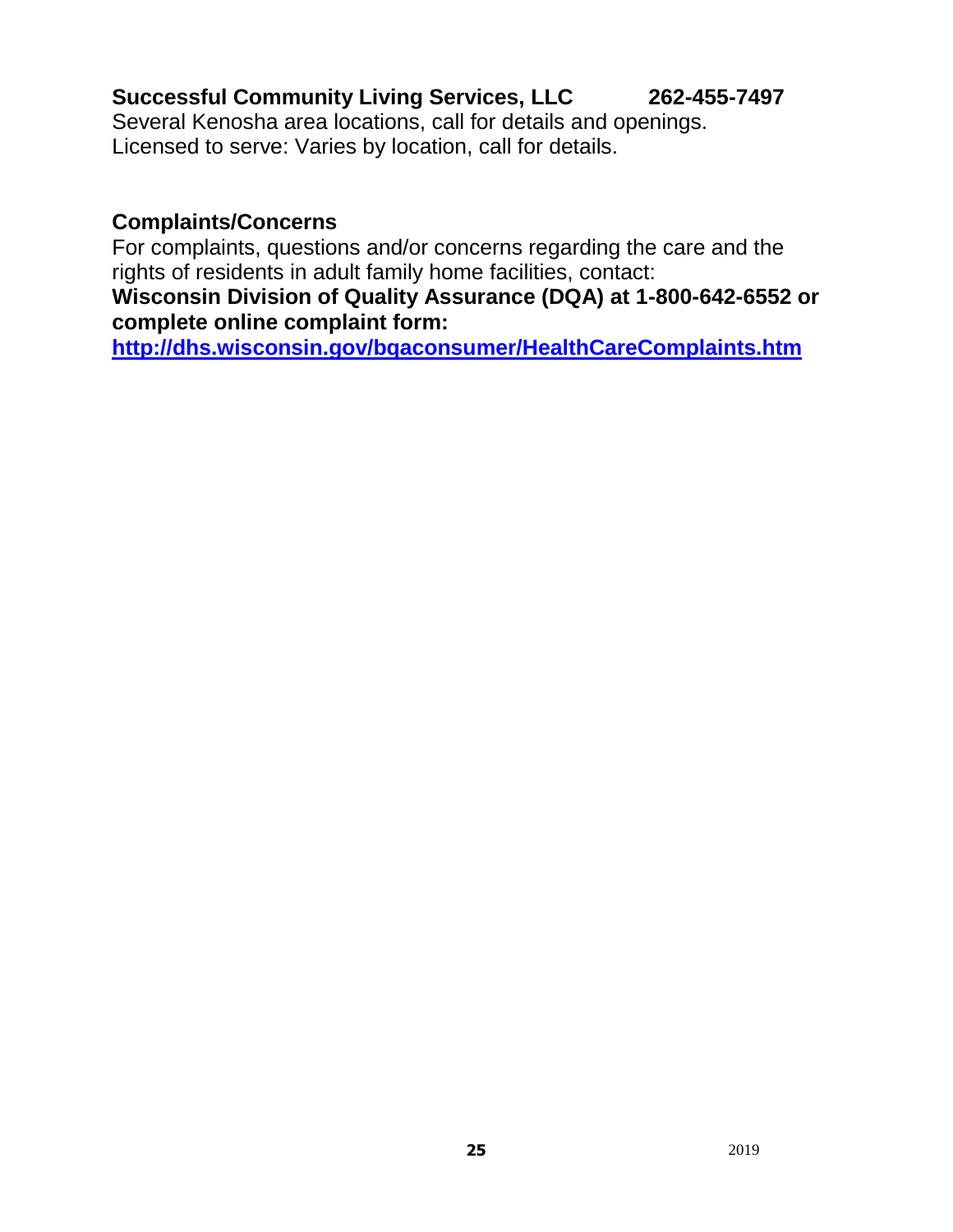**Successful Community Living Services, LLC 262-455-7497**

Several Kenosha area locations, call for details and openings.
Licensed to serve: Varies by location, call for details.

**Complaints/Concerns**

For complaints, questions and/or concerns regarding the care and the rights of residents in adult family home facilities, contact:

**Wisconsin Division of Quality Assurance (DQA) at 1-800-642-6552 or complete online complaint form:**

**http://dhs.wisconsin.gov/bqaconsumer/HealthCareComplaints.htm**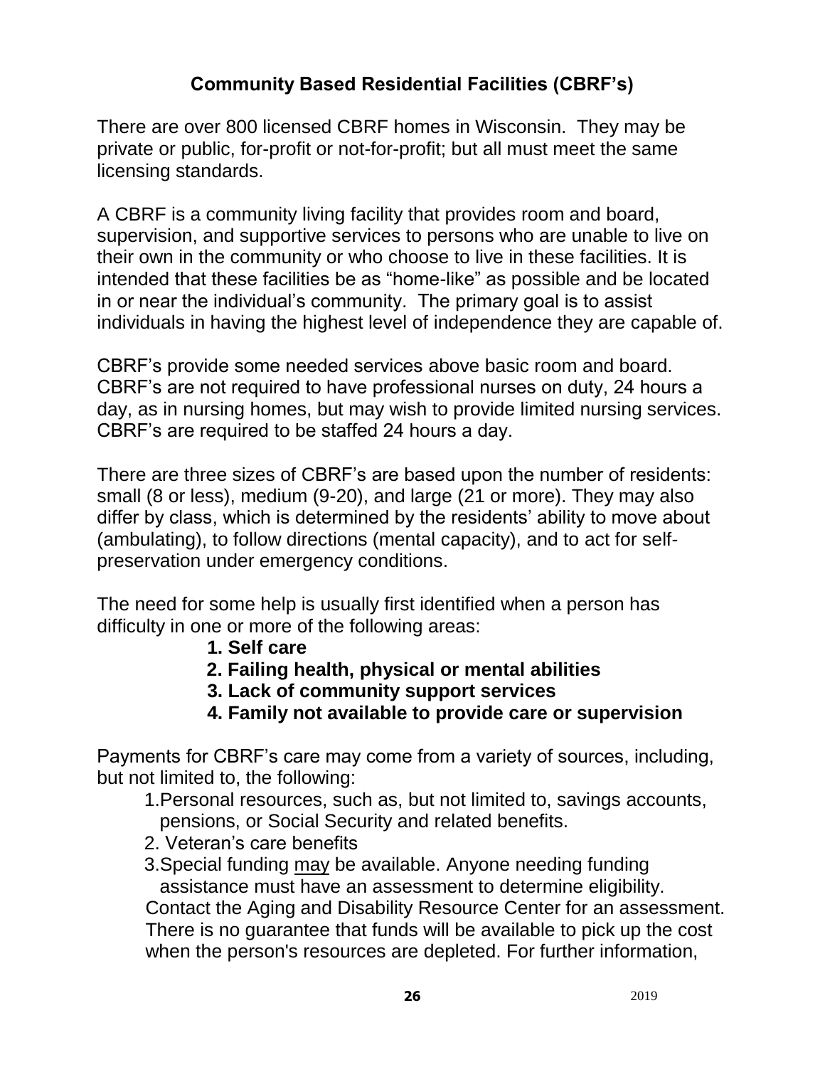## Community Based Residential Facilities (CBRF's)

There are over 800 licensed CBRF homes in Wisconsin. They may be private or public, for-profit or not-for-profit; but all must meet the same licensing standards.

A CBRF is a community living facility that provides room and board, supervision, and supportive services to persons who are unable to live on their own in the community or who choose to live in these facilities. It is intended that these facilities be as "home-like" as possible and be located in or near the individual's community. The primary goal is to assist individuals in having the highest level of independence they are capable of.

CBRF's provide some needed services above basic room and board. CBRF's are not required to have professional nurses on duty, 24 hours a day, as in nursing homes, but may wish to provide limited nursing services. CBRF's are required to be staffed 24 hours a day.

There are three sizes of CBRF's are based upon the number of residents: small (8 or less), medium (9-20), and large (21 or more). They may also differ by class, which is determined by the residents' ability to move about (ambulating), to follow directions (mental capacity), and to act for self-preservation under emergency conditions.

The need for some help is usually first identified when a person has difficulty in one or more of the following areas:

1. **Self care**
2. **Failing health, physical or mental abilities**
3. **Lack of community support services**
4. **Family not available to provide care or supervision**

Payments for CBRF's care may come from a variety of sources, including, but not limited to, the following:

1. Personal resources, such as, but not limited to, savings accounts, pensions, or Social Security and related benefits.
2. Veteran's care benefits
3. Special funding <u>may</u> be available. Anyone needing funding assistance must have an assessment to determine eligibility. Contact the Aging and Disability Resource Center for an assessment. There is no guarantee that funds will be available to pick up the cost when the person's resources are depleted. For further information,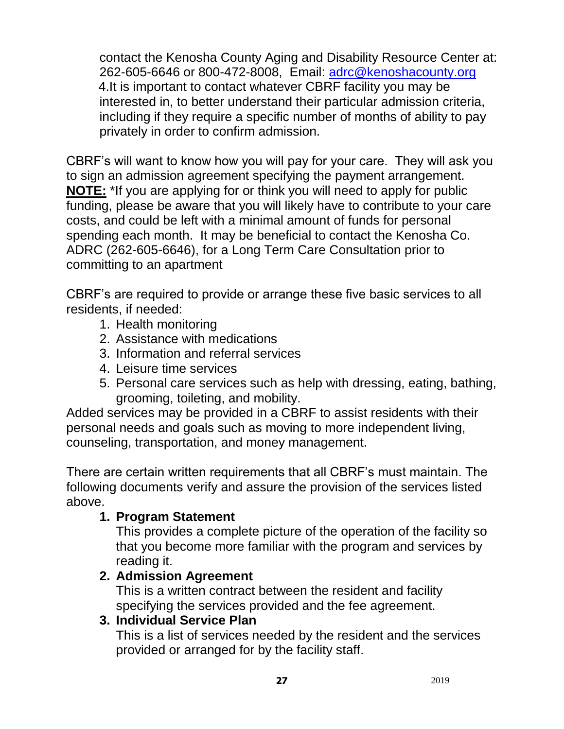contact the Kenosha County Aging and Disability Resource Center at: 262-605-6646 or 800-472-8008, Email: adrc@kenoshacounty.org

4. It is important to contact whatever CBRF facility you may be interested in, to better understand their particular admission criteria, including if they require a specific number of months of ability to pay privately in order to confirm admission.

CBRF's will want to know how you will pay for your care. They will ask you to sign an admission agreement specifying the payment arrangement. **NOTE:** *If you are applying for or think you will need to apply for public funding, please be aware that you will likely have to contribute to your care costs, and could be left with a minimal amount of funds for personal spending each month. It may be beneficial to contact the Kenosha Co. ADRC (262-605-6646), for a Long Term Care Consultation prior to committing to an apartment

CBRF's are required to provide or arrange these five basic services to all residents, if needed:

1. Health monitoring
2. Assistance with medications
3. Information and referral services
4. Leisure time services
5. Personal care services such as help with dressing, eating, bathing, grooming, toileting, and mobility.

Added services may be provided in a CBRF to assist residents with their personal needs and goals such as moving to more independent living, counseling, transportation, and money management.

There are certain written requirements that all CBRF's must maintain. The following documents verify and assure the provision of the services listed above.

1. **Program Statement**
   This provides a complete picture of the operation of the facility so that you become more familiar with the program and services by reading it.
2. **Admission Agreement**
   This is a written contract between the resident and facility specifying the services provided and the fee agreement.
3. **Individual Service Plan**
   This is a list of services needed by the resident and the services provided or arranged for by the facility staff.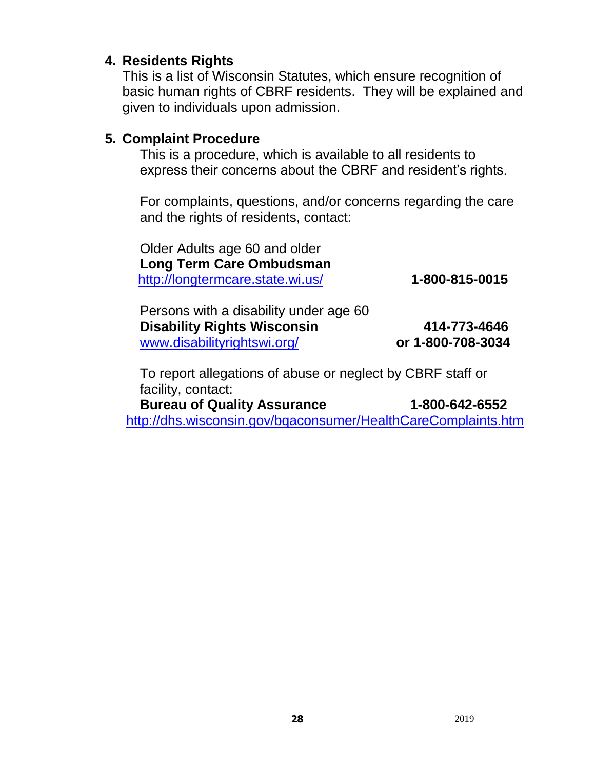## 4. Residents Rights

This is a list of Wisconsin Statutes, which ensure recognition of basic human rights of CBRF residents. They will be explained and given to individuals upon admission.

## 5. Complaint Procedure

This is a procedure, which is available to all residents to express their concerns about the CBRF and resident's rights.

For complaints, questions, and/or concerns regarding the care and the rights of residents, contact:

Older Adults age 60 and older
**Long Term Care Ombudsman**
http://longtermcare.state.wi.us/ **1-800-815-0015**

Persons with a disability under age 60
**Disability Rights Wisconsin** **414-773-4646**
www.disabilityrightswi.org/ **or 1-800-708-3034**

To report allegations of abuse or neglect by CBRF staff or facility, contact:
**Bureau of Quality Assurance** **1-800-642-6552**
http://dhs.wisconsin.gov/bqaconsumer/HealthCareComplaints.htm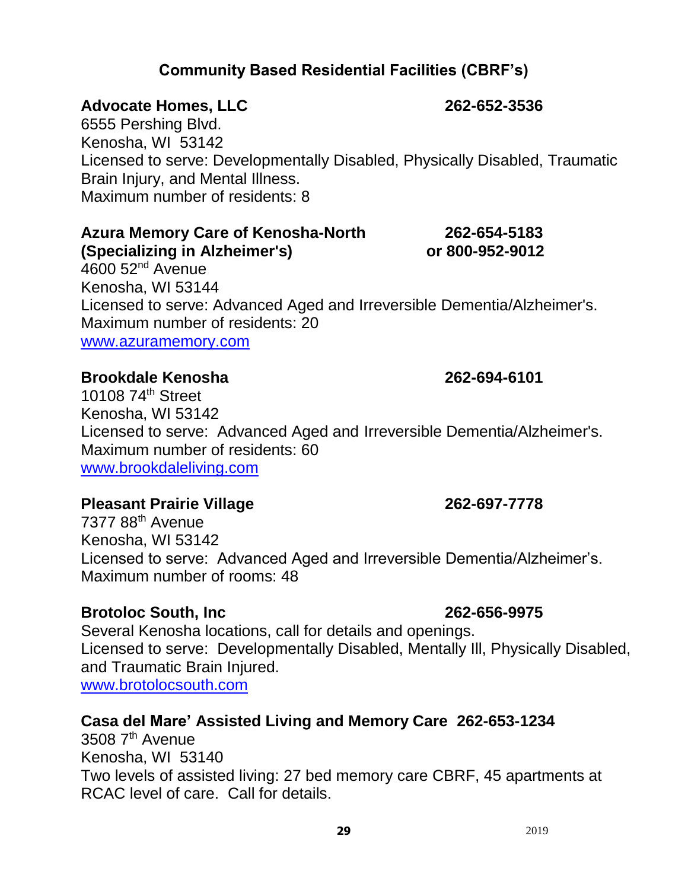## Community Based Residential Facilities (CBRF's)

**Advocate Homes, LLC** **262-652-3536**
6555 Pershing Blvd.
Kenosha, WI 53142
Licensed to serve: Developmentally Disabled, Physically Disabled, Traumatic Brain Injury, and Mental Illness.
Maximum number of residents: 8

**Azura Memory Care of Kenosha-North** **262-654-5183**
**(Specializing in Alzheimer's)** **or 800-952-9012**
4600 52nd Avenue
Kenosha, WI 53144
Licensed to serve: Advanced Aged and Irreversible Dementia/Alzheimer's.
Maximum number of residents: 20
www.azuramemory.com

**Brookdale Kenosha** **262-694-6101**
10108 74th Street
Kenosha, WI 53142
Licensed to serve: Advanced Aged and Irreversible Dementia/Alzheimer's.
Maximum number of residents: 60
www.brookdaleliving.com

**Pleasant Prairie Village** **262-697-7778**
7377 88th Avenue
Kenosha, WI 53142
Licensed to serve: Advanced Aged and Irreversible Dementia/Alzheimer's.
Maximum number of rooms: 48

**Brotoloc South, Inc** **262-656-9975**
Several Kenosha locations, call for details and openings.
Licensed to serve: Developmentally Disabled, Mentally Ill, Physically Disabled, and Traumatic Brain Injured.
www.brotolocsouth.com

**Casa del Mare' Assisted Living and Memory Care** **262-653-1234**
3508 7th Avenue
Kenosha, WI 53140
Two levels of assisted living: 27 bed memory care CBRF, 45 apartments at RCAC level of care. Call for details.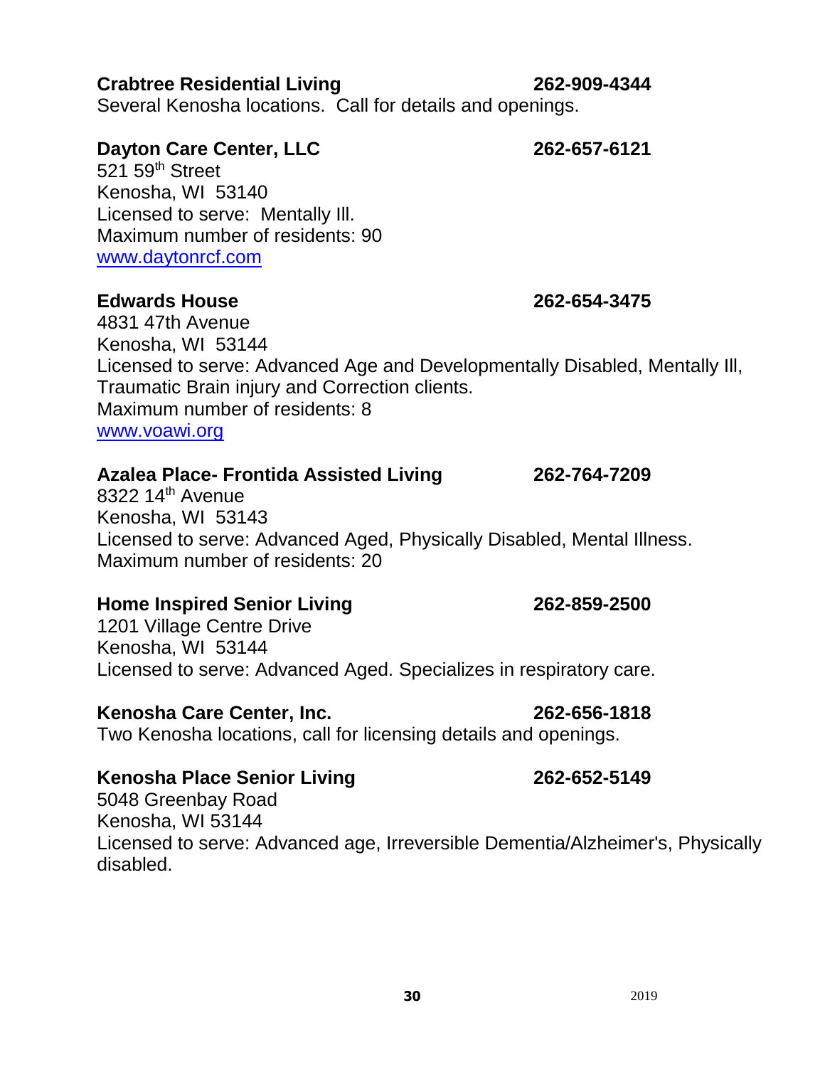**Crabtree Residential Living** **262-909-4344**
Several Kenosha locations. Call for details and openings.

**Dayton Care Center, LLC** **262-657-6121**
521 59th Street
Kenosha, WI 53140
Licensed to serve: Mentally Ill.
Maximum number of residents: 90
www.daytonrcf.com

**Edwards House** **262-654-3475**
4831 47th Avenue
Kenosha, WI 53144
Licensed to serve: Advanced Age and Developmentally Disabled, Mentally Ill, Traumatic Brain injury and Correction clients.
Maximum number of residents: 8
www.voawi.org

**Azalea Place- Frontida Assisted Living** **262-764-7209**
8322 14th Avenue
Kenosha, WI 53143
Licensed to serve: Advanced Aged, Physically Disabled, Mental Illness.
Maximum number of residents: 20

**Home Inspired Senior Living** **262-859-2500**
1201 Village Centre Drive
Kenosha, WI 53144
Licensed to serve: Advanced Aged. Specializes in respiratory care.

**Kenosha Care Center, Inc.** **262-656-1818**
Two Kenosha locations, call for licensing details and openings.

**Kenosha Place Senior Living** **262-652-5149**
5048 Greenbay Road
Kenosha, WI 53144
Licensed to serve: Advanced age, Irreversible Dementia/Alzheimer's, Physically disabled.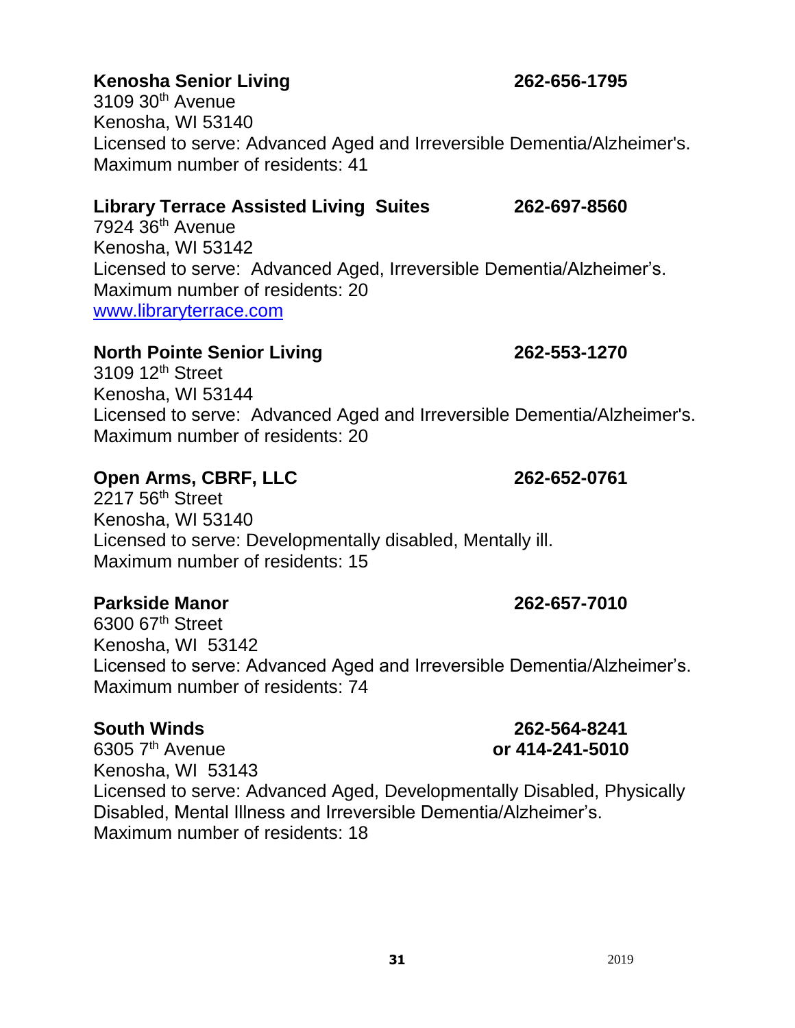**Kenosha Senior Living** **262-656-1795**
3109 30th Avenue
Kenosha, WI 53140
Licensed to serve: Advanced Aged and Irreversible Dementia/Alzheimer's.
Maximum number of residents: 41

**Library Terrace Assisted Living Suites** **262-697-8560**
7924 36th Avenue
Kenosha, WI 53142
Licensed to serve: Advanced Aged, Irreversible Dementia/Alzheimer's.
Maximum number of residents: 20
[www.libraryterrace.com](http://www.libraryterrace.com)

**North Pointe Senior Living** **262-553-1270**
3109 12th Street
Kenosha, WI 53144
Licensed to serve: Advanced Aged and Irreversible Dementia/Alzheimer's.
Maximum number of residents: 20

**Open Arms, CBRF, LLC** **262-652-0761**
2217 56th Street
Kenosha, WI 53140
Licensed to serve: Developmentally disabled, Mentally ill.
Maximum number of residents: 15

**Parkside Manor** **262-657-7010**
6300 67th Street
Kenosha, WI 53142
Licensed to serve: Advanced Aged and Irreversible Dementia/Alzheimer's.
Maximum number of residents: 74

**South Winds** **262-564-8241 or 414-241-5010**
6305 7th Avenue
Kenosha, WI 53143
Licensed to serve: Advanced Aged, Developmentally Disabled, Physically Disabled, Mental Illness and Irreversible Dementia/Alzheimer's.
Maximum number of residents: 18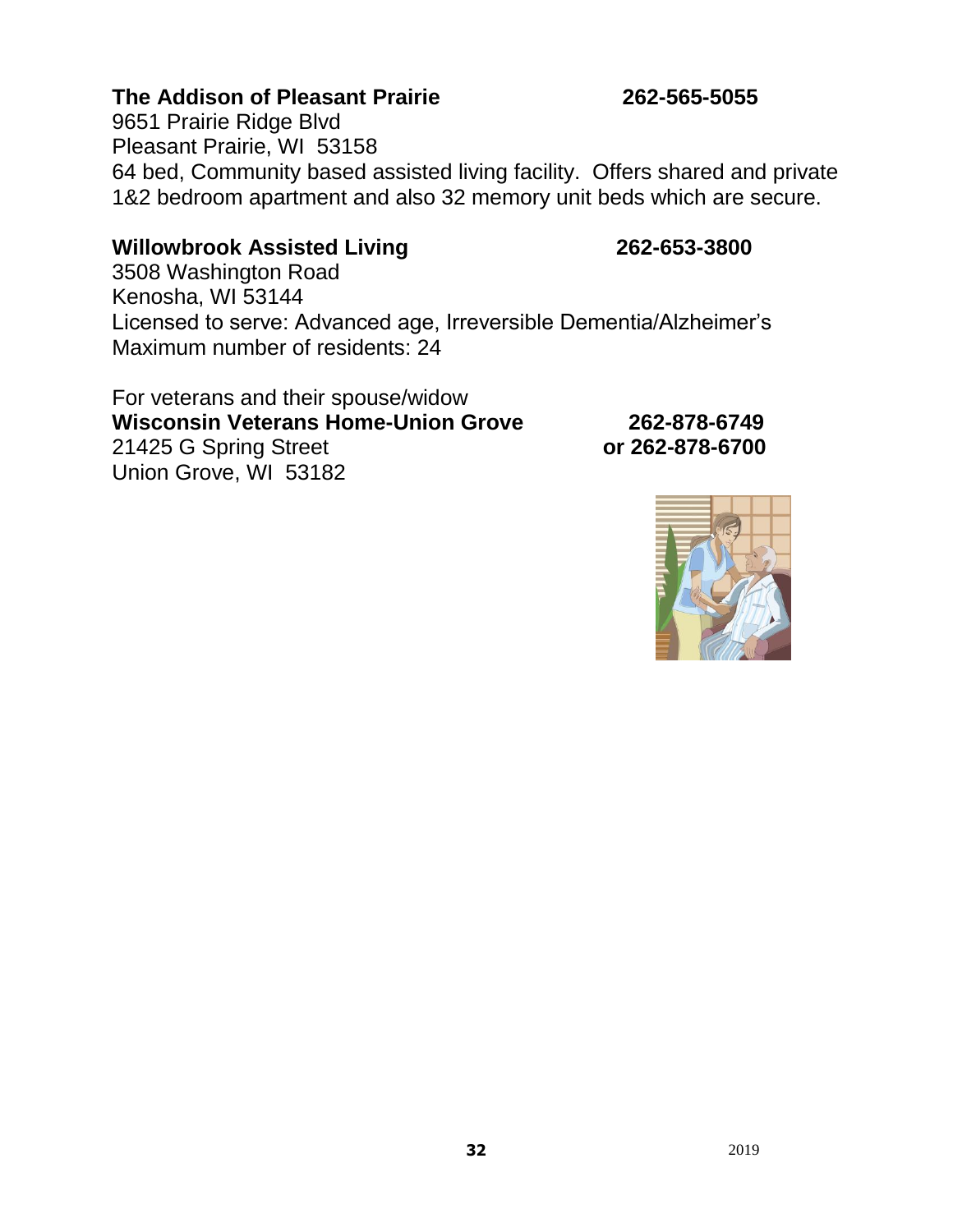**The Addison of Pleasant Prairie** **262-565-5055**
9651 Prairie Ridge Blvd
Pleasant Prairie, WI 53158
64 bed, Community based assisted living facility. Offers shared and private 1&2 bedroom apartment and also 32 memory unit beds which are secure.

**Willowbrook Assisted Living** **262-653-3800**
3508 Washington Road
Kenosha, WI 53144
Licensed to serve: Advanced age, Irreversible Dementia/Alzheimer's
Maximum number of residents: 24

For veterans and their spouse/widow
**Wisconsin Veterans Home-Union Grove** **262-878-6749**
21425 G Spring Street **or 262-878-6700**
Union Grove, WI 53182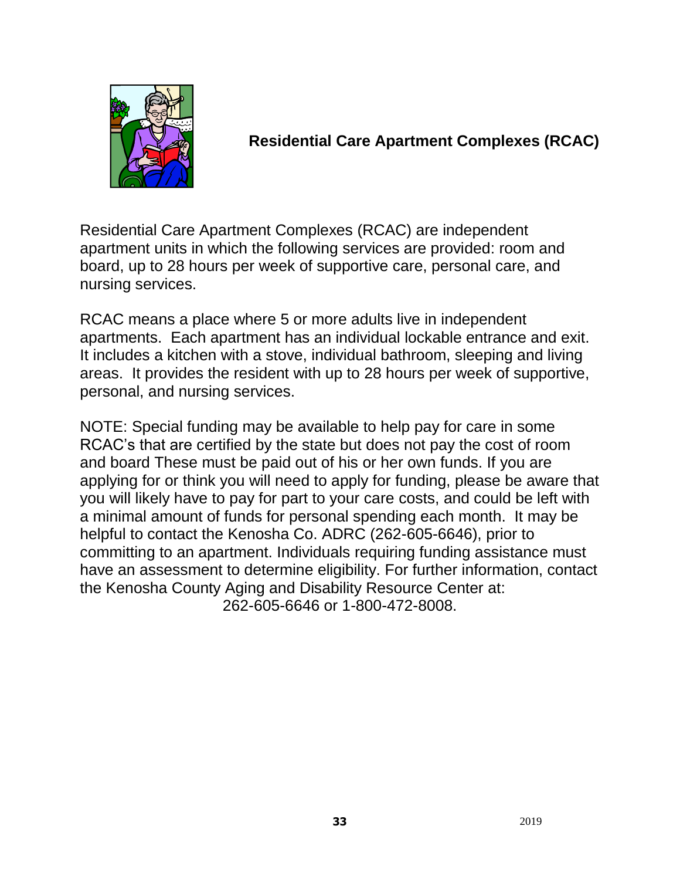## Residential Care Apartment Complexes (RCAC)

Residential Care Apartment Complexes (RCAC) are independent apartment units in which the following services are provided: room and board, up to 28 hours per week of supportive care, personal care, and nursing services.

RCAC means a place where 5 or more adults live in independent apartments. Each apartment has an individual lockable entrance and exit. It includes a kitchen with a stove, individual bathroom, sleeping and living areas. It provides the resident with up to 28 hours per week of supportive, personal, and nursing services.

NOTE: Special funding may be available to help pay for care in some RCAC's that are certified by the state but does not pay the cost of room and board These must be paid out of his or her own funds. If you are applying for or think you will need to apply for funding, please be aware that you will likely have to pay for part to your care costs, and could be left with a minimal amount of funds for personal spending each month. It may be helpful to contact the Kenosha Co. ADRC (262-605-6646), prior to committing to an apartment. Individuals requiring funding assistance must have an assessment to determine eligibility. For further information, contact the Kenosha County Aging and Disability Resource Center at:

262-605-6646 or 1-800-472-8008.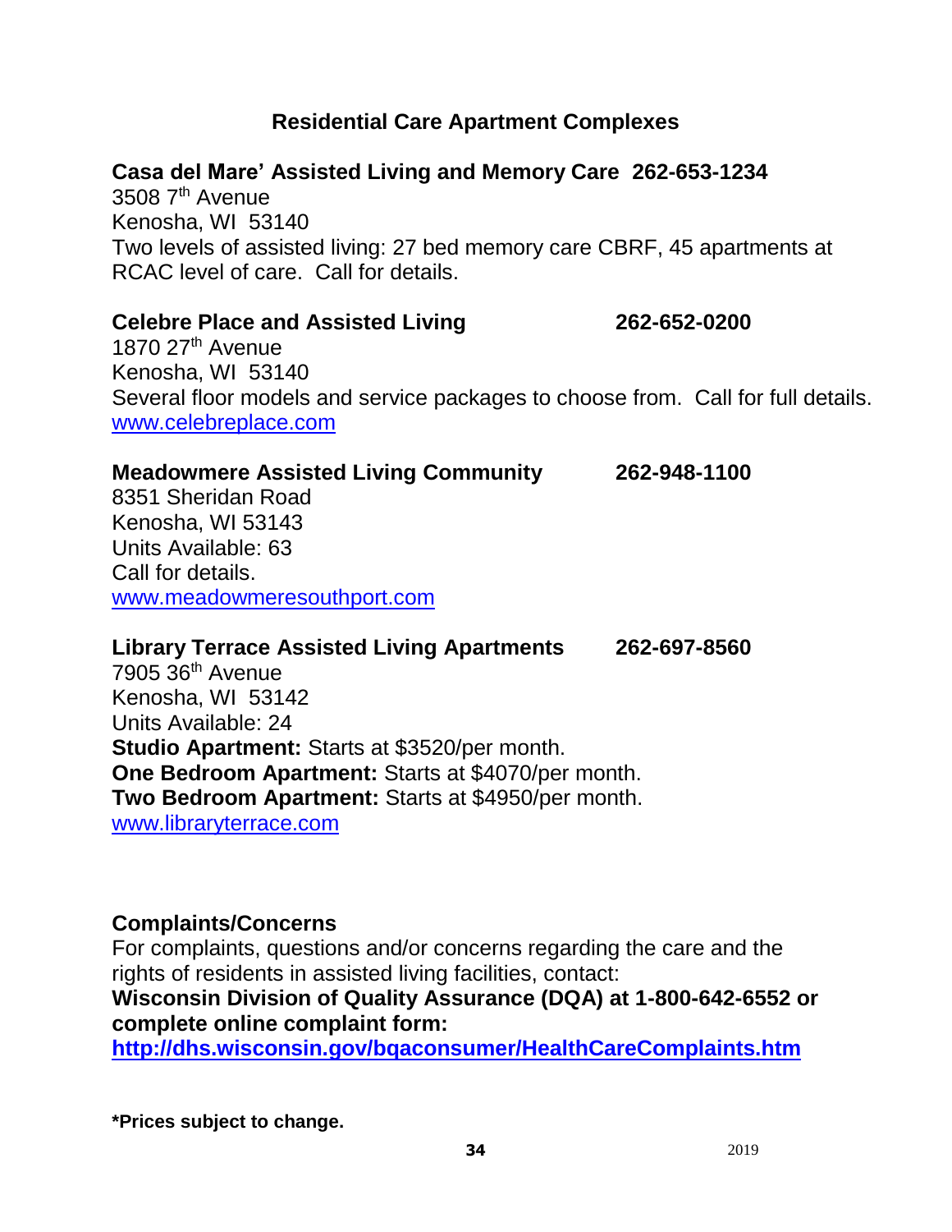## Residential Care Apartment Complexes

**Casa del Mare' Assisted Living and Memory Care 262-653-1234**
3508 7th Avenue
Kenosha, WI 53140
Two levels of assisted living: 27 bed memory care CBRF, 45 apartments at RCAC level of care. Call for details.

**Celebre Place and Assisted Living 262-652-0200**
1870 27th Avenue
Kenosha, WI 53140
Several floor models and service packages to choose from. Call for full details.
www.celebreplace.com

**Meadowmere Assisted Living Community 262-948-1100**
8351 Sheridan Road
Kenosha, WI 53143
Units Available: 63
Call for details.
www.meadowmeresouthport.com

**Library Terrace Assisted Living Apartments 262-697-8560**
7905 36th Avenue
Kenosha, WI 53142
Units Available: 24
**Studio Apartment:** Starts at $3520/per month.
**One Bedroom Apartment:** Starts at $4070/per month.
**Two Bedroom Apartment:** Starts at $4950/per month.
www.libraryterrace.com

**Complaints/Concerns**
For complaints, questions and/or concerns regarding the care and the rights of residents in assisted living facilities, contact:
**Wisconsin Division of Quality Assurance (DQA) at 1-800-642-6552 or complete online complaint form:**
**http://dhs.wisconsin.gov/bqaconsumer/HealthCareComplaints.htm**

***Prices subject to change.**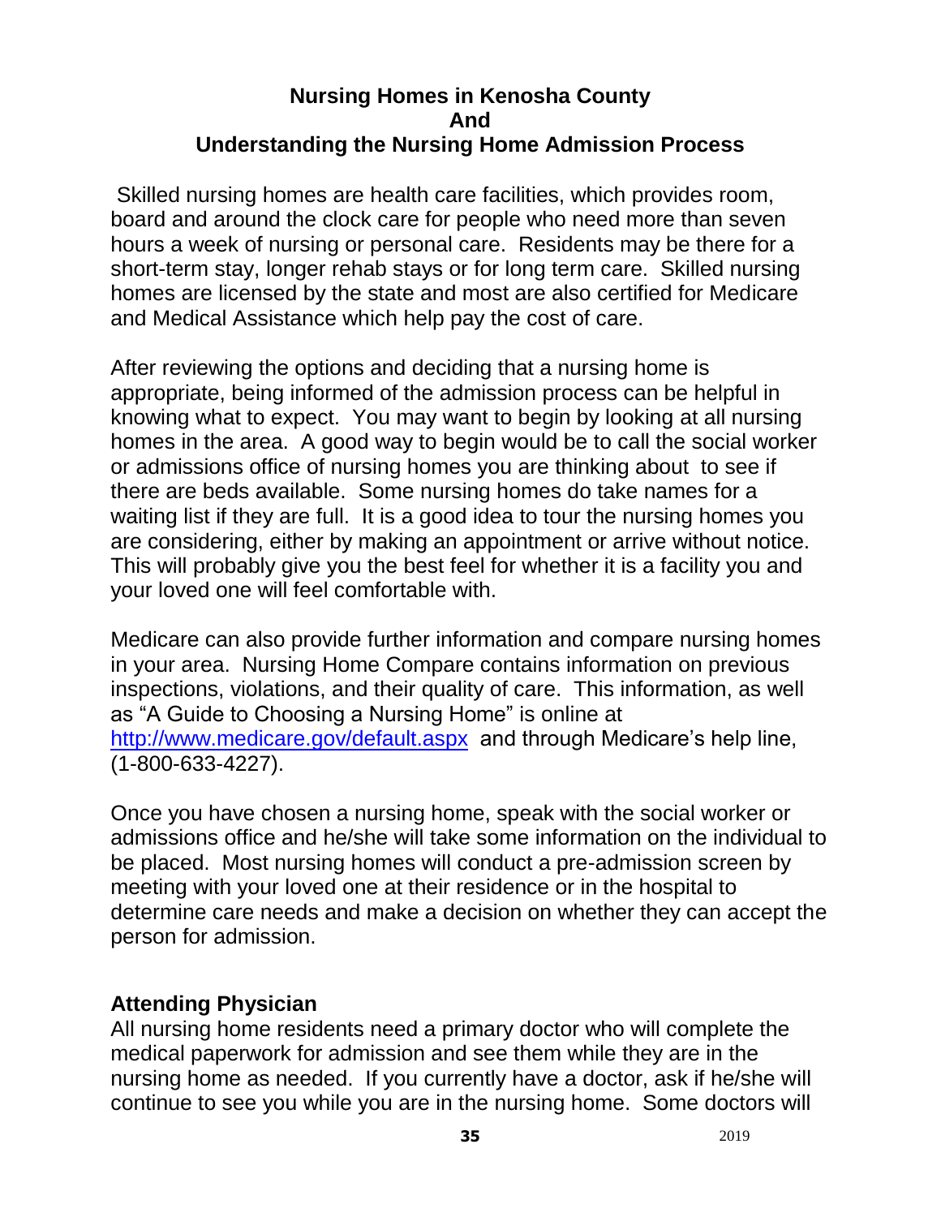**Nursing Homes in Kenosha County**
**And**
**Understanding the Nursing Home Admission Process**

Skilled nursing homes are health care facilities, which provides room, board and around the clock care for people who need more than seven hours a week of nursing or personal care. Residents may be there for a short-term stay, longer rehab stays or for long term care. Skilled nursing homes are licensed by the state and most are also certified for Medicare and Medical Assistance which help pay the cost of care.

After reviewing the options and deciding that a nursing home is appropriate, being informed of the admission process can be helpful in knowing what to expect. You may want to begin by looking at all nursing homes in the area. A good way to begin would be to call the social worker or admissions office of nursing homes you are thinking about to see if there are beds available. Some nursing homes do take names for a waiting list if they are full. It is a good idea to tour the nursing homes you are considering, either by making an appointment or arrive without notice. This will probably give you the best feel for whether it is a facility you and your loved one will feel comfortable with.

Medicare can also provide further information and compare nursing homes in your area. Nursing Home Compare contains information on previous inspections, violations, and their quality of care. This information, as well as "A Guide to Choosing a Nursing Home" is online at http://www.medicare.gov/default.aspx and through Medicare's help line, (1-800-633-4227).

Once you have chosen a nursing home, speak with the social worker or admissions office and he/she will take some information on the individual to be placed. Most nursing homes will conduct a pre-admission screen by meeting with your loved one at their residence or in the hospital to determine care needs and make a decision on whether they can accept the person for admission.

## Attending Physician

All nursing home residents need a primary doctor who will complete the medical paperwork for admission and see them while they are in the nursing home as needed. If you currently have a doctor, ask if he/she will continue to see you while you are in the nursing home. Some doctors will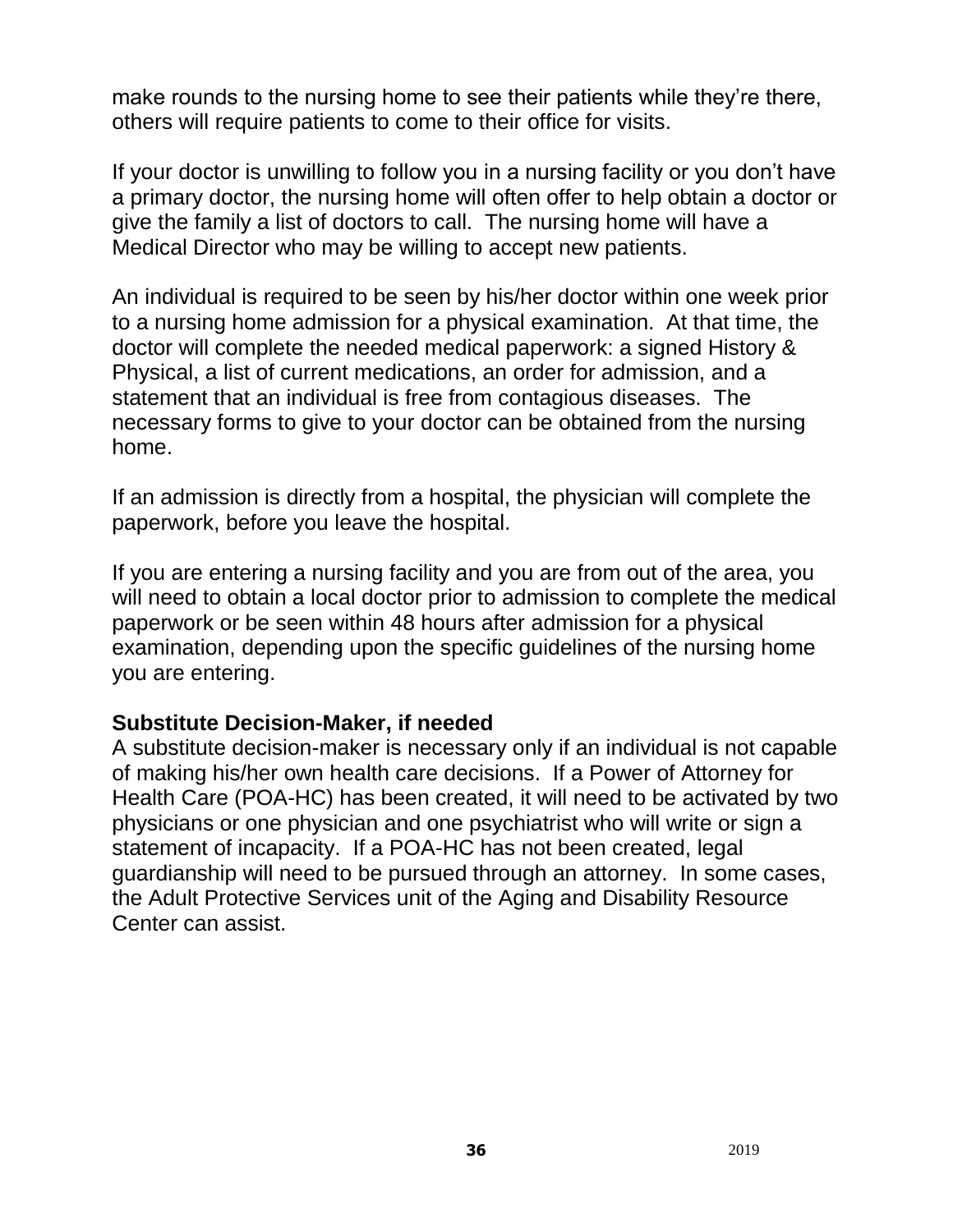make rounds to the nursing home to see their patients while they're there, others will require patients to come to their office for visits.

If your doctor is unwilling to follow you in a nursing facility or you don't have a primary doctor, the nursing home will often offer to help obtain a doctor or give the family a list of doctors to call. The nursing home will have a Medical Director who may be willing to accept new patients.

An individual is required to be seen by his/her doctor within one week prior to a nursing home admission for a physical examination. At that time, the doctor will complete the needed medical paperwork: a signed History & Physical, a list of current medications, an order for admission, and a statement that an individual is free from contagious diseases. The necessary forms to give to your doctor can be obtained from the nursing home.

If an admission is directly from a hospital, the physician will complete the paperwork, before you leave the hospital.

If you are entering a nursing facility and you are from out of the area, you will need to obtain a local doctor prior to admission to complete the medical paperwork or be seen within 48 hours after admission for a physical examination, depending upon the specific guidelines of the nursing home you are entering.

**Substitute Decision-Maker, if needed**

A substitute decision-maker is necessary only if an individual is not capable of making his/her own health care decisions. If a Power of Attorney for Health Care (POA-HC) has been created, it will need to be activated by two physicians or one physician and one psychiatrist who will write or sign a statement of incapacity. If a POA-HC has not been created, legal guardianship will need to be pursued through an attorney. In some cases, the Adult Protective Services unit of the Aging and Disability Resource Center can assist.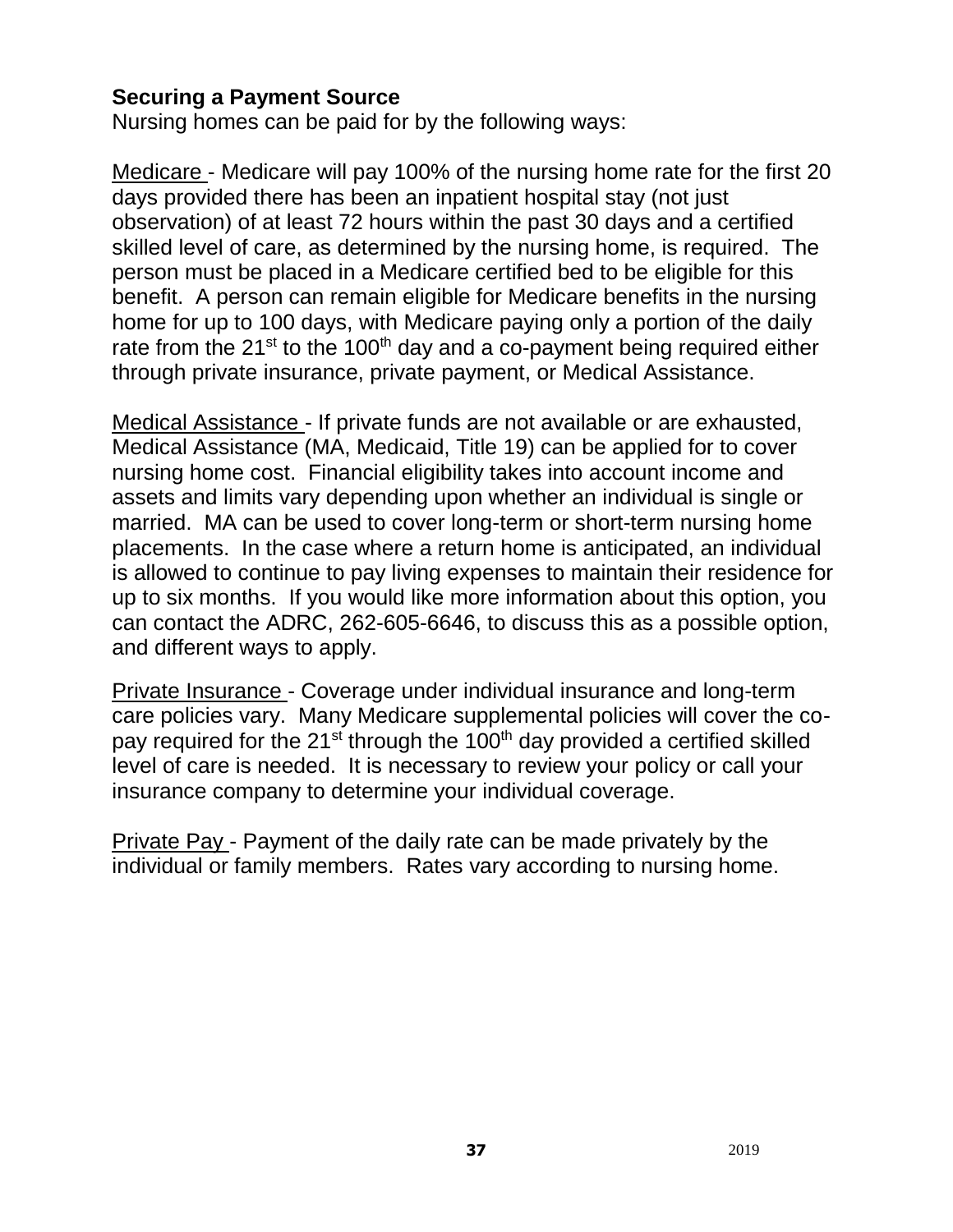**Securing a Payment Source**

Nursing homes can be paid for by the following ways:

Medicare - Medicare will pay 100% of the nursing home rate for the first 20 days provided there has been an inpatient hospital stay (not just observation) of at least 72 hours within the past 30 days and a certified skilled level of care, as determined by the nursing home, is required. The person must be placed in a Medicare certified bed to be eligible for this benefit. A person can remain eligible for Medicare benefits in the nursing home for up to 100 days, with Medicare paying only a portion of the daily rate from the 21st to the 100th day and a co-payment being required either through private insurance, private payment, or Medical Assistance.

Medical Assistance - If private funds are not available or are exhausted, Medical Assistance (MA, Medicaid, Title 19) can be applied for to cover nursing home cost. Financial eligibility takes into account income and assets and limits vary depending upon whether an individual is single or married. MA can be used to cover long-term or short-term nursing home placements. In the case where a return home is anticipated, an individual is allowed to continue to pay living expenses to maintain their residence for up to six months. If you would like more information about this option, you can contact the ADRC, 262-605-6646, to discuss this as a possible option, and different ways to apply.

Private Insurance - Coverage under individual insurance and long-term care policies vary. Many Medicare supplemental policies will cover the co-pay required for the 21st through the 100th day provided a certified skilled level of care is needed. It is necessary to review your policy or call your insurance company to determine your individual coverage.

Private Pay - Payment of the daily rate can be made privately by the individual or family members. Rates vary according to nursing home.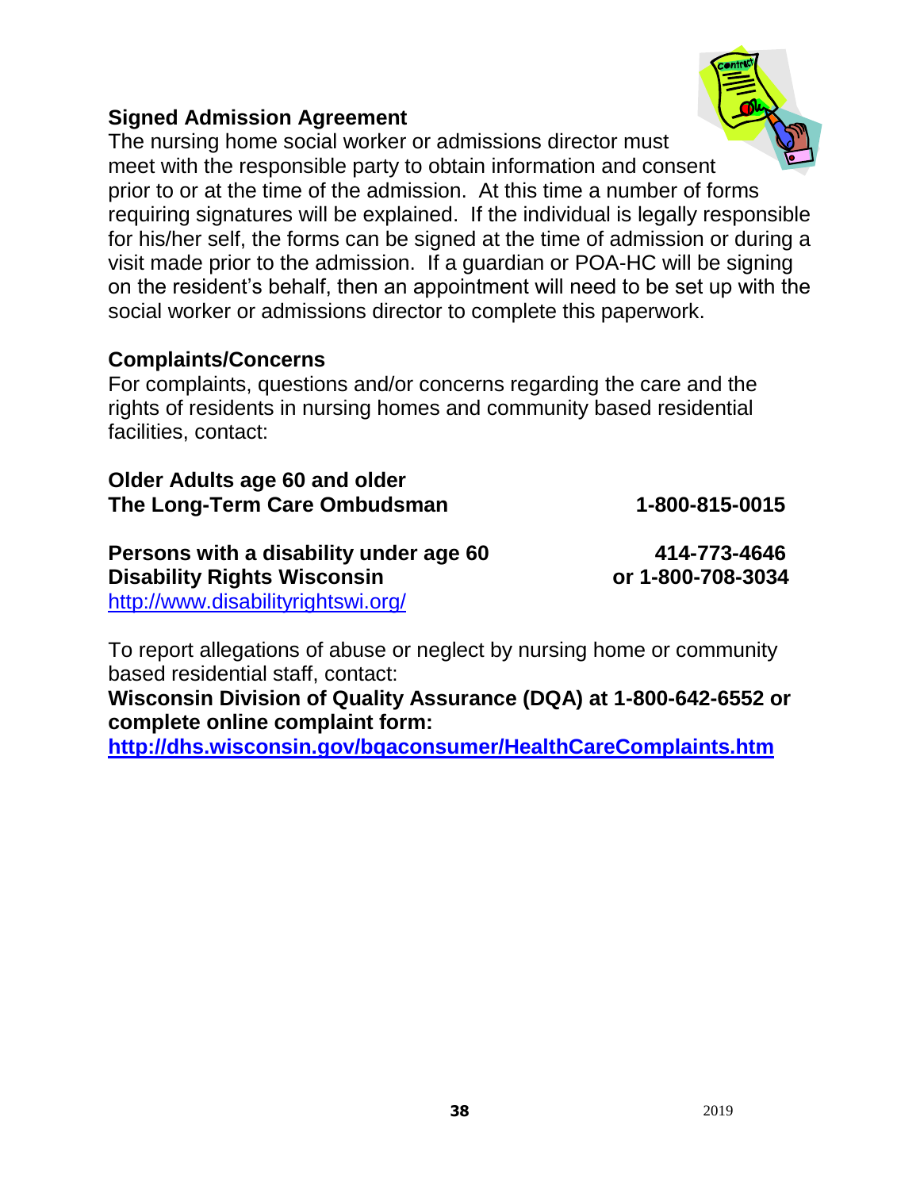## Signed Admission Agreement

The nursing home social worker or admissions director must meet with the responsible party to obtain information and consent prior to or at the time of the admission. At this time a number of forms requiring signatures will be explained. If the individual is legally responsible for his/her self, the forms can be signed at the time of admission or during a visit made prior to the admission. If a guardian or POA-HC will be signing on the resident's behalf, then an appointment will need to be set up with the social worker or admissions director to complete this paperwork.

## Complaints/Concerns

For complaints, questions and/or concerns regarding the care and the rights of residents in nursing homes and community based residential facilities, contact:

**Older Adults age 60 and older**
**The Long-Term Care Ombudsman** **1-800-815-0015**

**Persons with a disability under age 60** **414-773-4646**
**Disability Rights Wisconsin** **or 1-800-708-3034**
http://www.disabilityrightswi.org/

To report allegations of abuse or neglect by nursing home or community based residential staff, contact:

**Wisconsin Division of Quality Assurance (DQA) at 1-800-642-6552 or complete online complaint form:**
**http://dhs.wisconsin.gov/bqaconsumer/HealthCareComplaints.htm**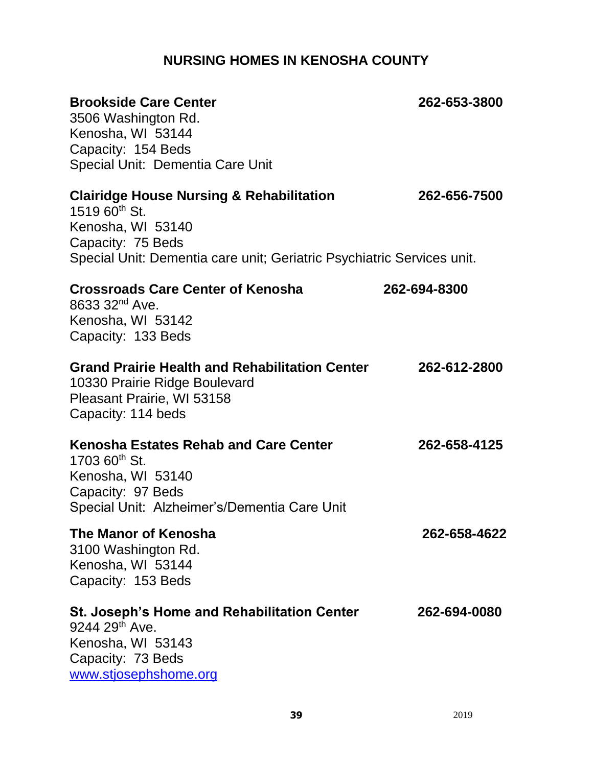# NURSING HOMES IN KENOSHA COUNTY

**Brookside Care Center** **262-653-3800**
3506 Washington Rd.
Kenosha, WI 53144
Capacity: 154 Beds
Special Unit: Dementia Care Unit

**Clairidge House Nursing & Rehabilitation** **262-656-7500**
1519 60th St.
Kenosha, WI 53140
Capacity: 75 Beds
Special Unit: Dementia care unit; Geriatric Psychiatric Services unit.

**Crossroads Care Center of Kenosha** **262-694-8300**
8633 32nd Ave.
Kenosha, WI 53142
Capacity: 133 Beds

**Grand Prairie Health and Rehabilitation Center** **262-612-2800**
10330 Prairie Ridge Boulevard
Pleasant Prairie, WI 53158
Capacity: 114 beds

**Kenosha Estates Rehab and Care Center** **262-658-4125**
1703 60th St.
Kenosha, WI 53140
Capacity: 97 Beds
Special Unit: Alzheimer's/Dementia Care Unit

**The Manor of Kenosha** **262-658-4622**
3100 Washington Rd.
Kenosha, WI 53144
Capacity: 153 Beds

**St. Joseph's Home and Rehabilitation Center** **262-694-0080**
9244 29th Ave.
Kenosha, WI 53143
Capacity: 73 Beds
www.stjosephshome.org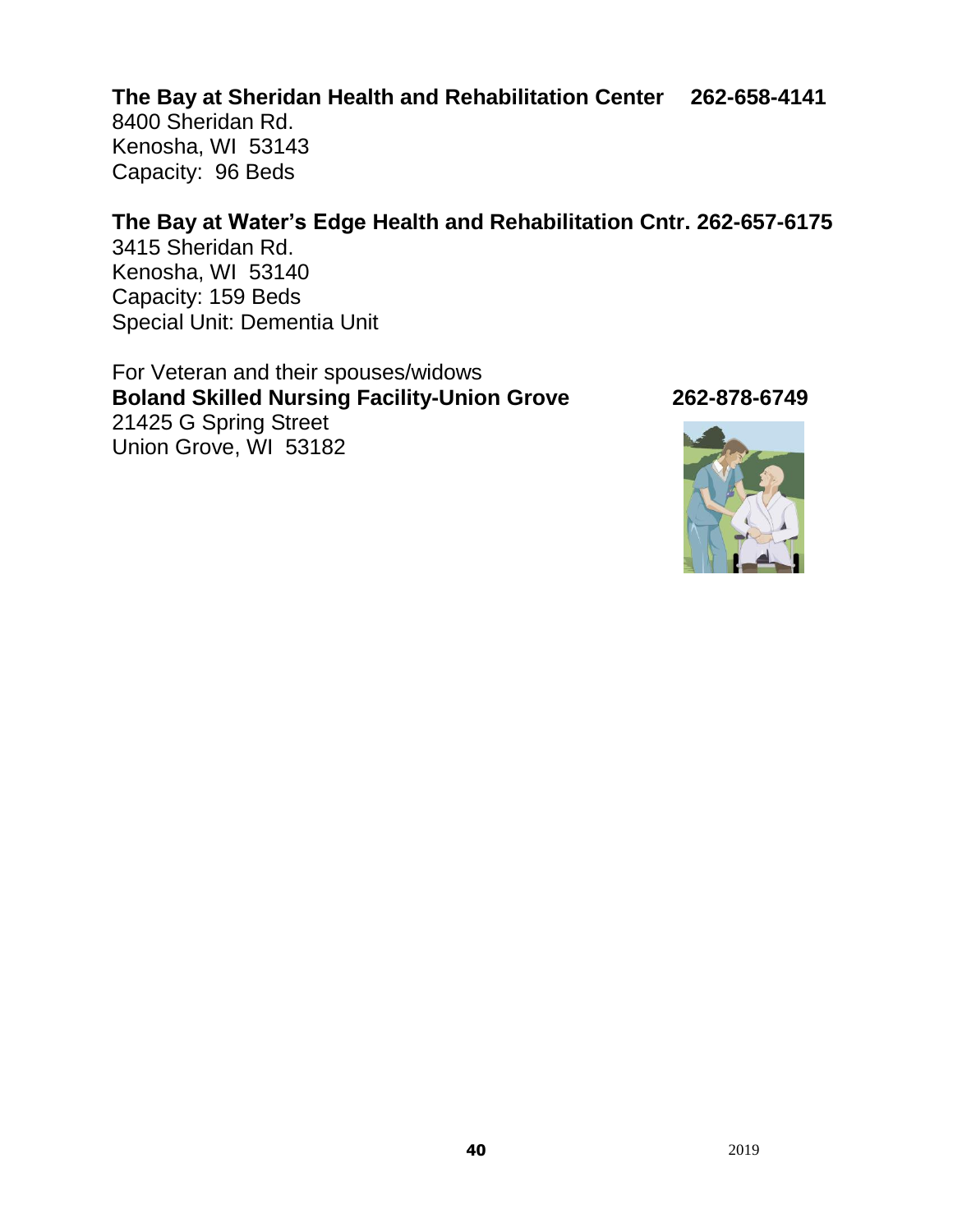**The Bay at Sheridan Health and Rehabilitation Center 262-658-4141**
8400 Sheridan Rd.
Kenosha, WI 53143
Capacity: 96 Beds

**The Bay at Water's Edge Health and Rehabilitation Cntr. 262-657-6175**
3415 Sheridan Rd.
Kenosha, WI 53140
Capacity: 159 Beds
Special Unit: Dementia Unit

For Veteran and their spouses/widows
**Boland Skilled Nursing Facility-Union Grove 262-878-6749**
21425 G Spring Street
Union Grove, WI 53182